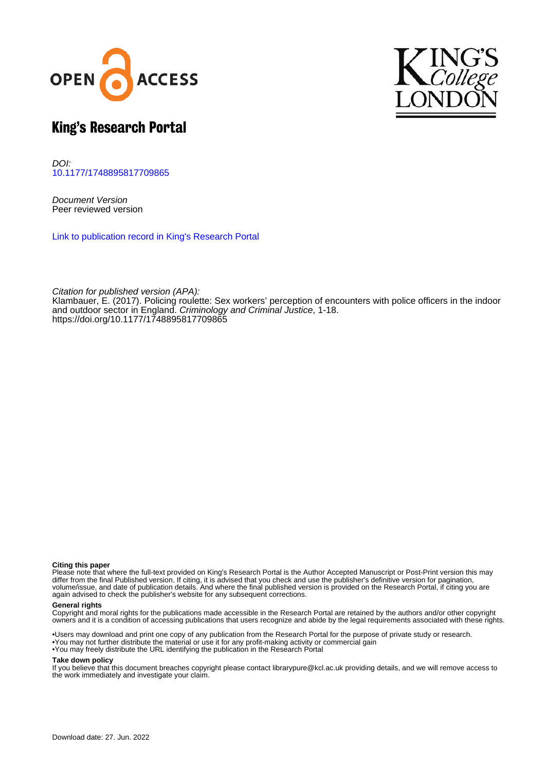# King's Research Portal

*DOI:*
10.1177/1748895817709865

*Document Version*
Peer reviewed version

Link to publication record in King's Research Portal

*Citation for published version (APA):*
Klambauer, E. (2017). Policing roulette: Sex workers' perception of encounters with police officers in the indoor and outdoor sector in England. *Criminology and Criminal Justice*, 1-18. https://doi.org/10.1177/1748895817709865

**Citing this paper**
Please note that where the full-text provided on King's Research Portal is the Author Accepted Manuscript or Post-Print version this may differ from the final Published version. If citing, it is advised that you check and use the publisher's definitive version for pagination, volume/issue, and date of publication details. And where the final published version is provided on the Research Portal, if citing you are again advised to check the publisher's website for any subsequent corrections.

**General rights**
Copyright and moral rights for the publications made accessible in the Research Portal are retained by the authors and/or other copyright owners and it is a condition of accessing publications that users recognize and abide by the legal requirements associated with these rights.

- •Users may download and print one copy of any publication from the Research Portal for the purpose of private study or research.
- •You may not further distribute the material or use it for any profit-making activity or commercial gain
- •You may freely distribute the URL identifying the publication in the Research Portal

**Take down policy**
If you believe that this document breaches copyright please contact librarypure@kcl.ac.uk providing details, and we will remove access to the work immediately and investigate your claim.

Download date: 27. Jun. 2022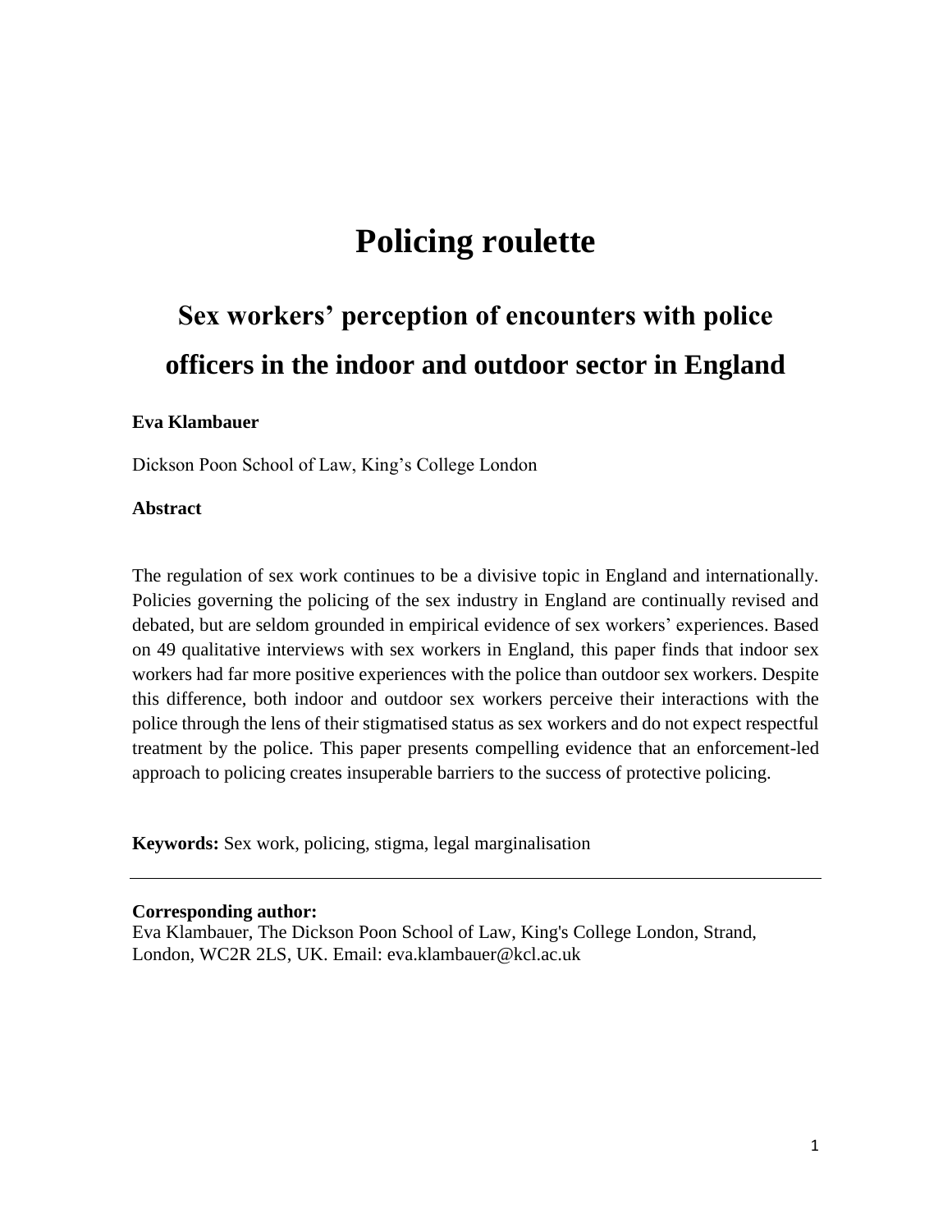# Policing roulette

## Sex workers' perception of encounters with police officers in the indoor and outdoor sector in England

**Eva Klambauer**

Dickson Poon School of Law, King's College London

**Abstract**

The regulation of sex work continues to be a divisive topic in England and internationally. Policies governing the policing of the sex industry in England are continually revised and debated, but are seldom grounded in empirical evidence of sex workers' experiences. Based on 49 qualitative interviews with sex workers in England, this paper finds that indoor sex workers had far more positive experiences with the police than outdoor sex workers. Despite this difference, both indoor and outdoor sex workers perceive their interactions with the police through the lens of their stigmatised status as sex workers and do not expect respectful treatment by the police. This paper presents compelling evidence that an enforcement-led approach to policing creates insuperable barriers to the success of protective policing.

**Keywords:** Sex work, policing, stigma, legal marginalisation

---

**Corresponding author:**
Eva Klambauer, The Dickson Poon School of Law, King's College London, Strand, London, WC2R 2LS, UK. Email: eva.klambauer@kcl.ac.uk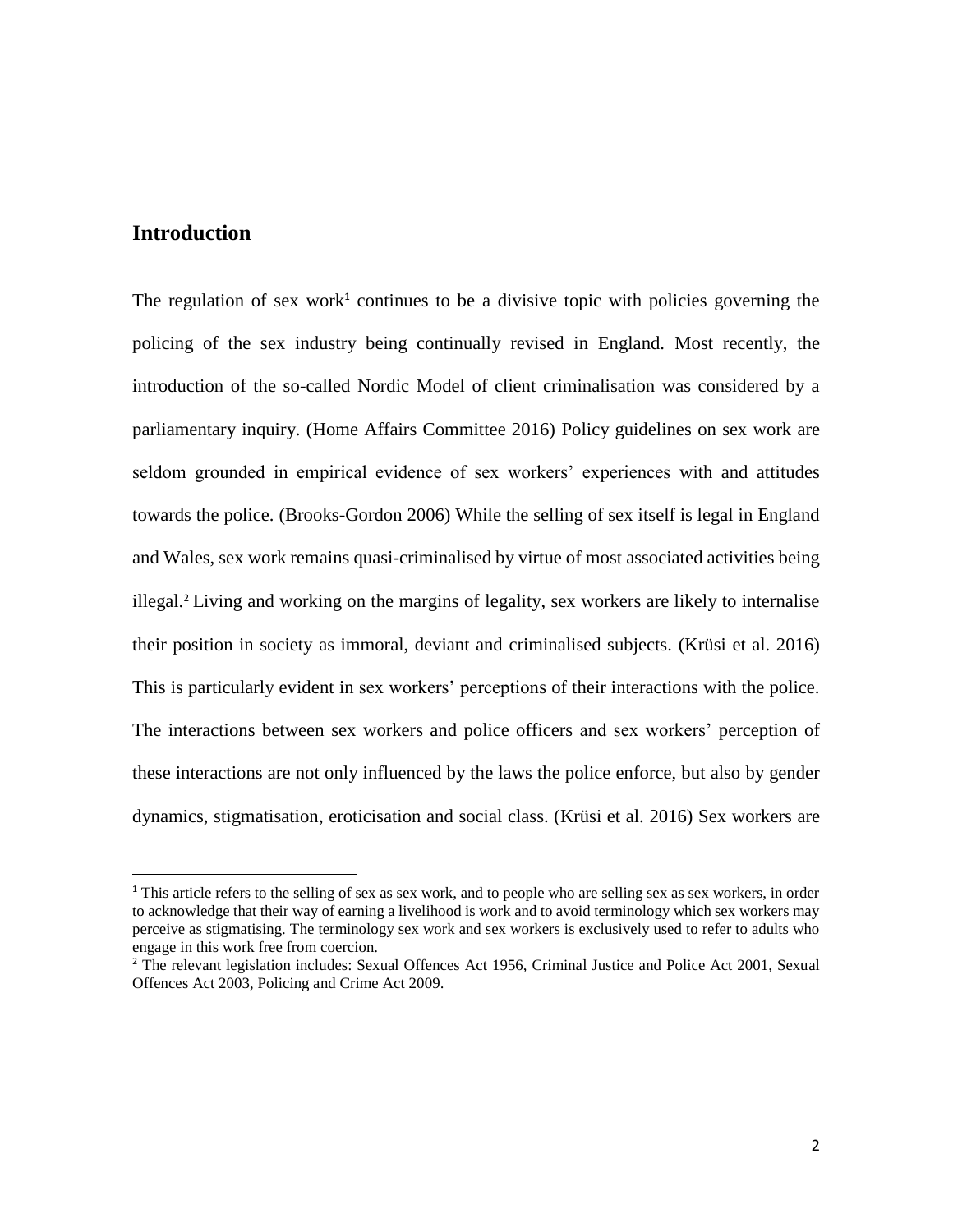## Introduction

The regulation of sex work[1] continues to be a divisive topic with policies governing the policing of the sex industry being continually revised in England. Most recently, the introduction of the so-called Nordic Model of client criminalisation was considered by a parliamentary inquiry. (Home Affairs Committee 2016) Policy guidelines on sex work are seldom grounded in empirical evidence of sex workers' experiences with and attitudes towards the police. (Brooks-Gordon 2006) While the selling of sex itself is legal in England and Wales, sex work remains quasi-criminalised by virtue of most associated activities being illegal.[2] Living and working on the margins of legality, sex workers are likely to internalise their position in society as immoral, deviant and criminalised subjects. (Krüsi et al. 2016) This is particularly evident in sex workers' perceptions of their interactions with the police. The interactions between sex workers and police officers and sex workers' perception of these interactions are not only influenced by the laws the police enforce, but also by gender dynamics, stigmatisation, eroticisation and social class. (Krüsi et al. 2016) Sex workers are

[1] This article refers to the selling of sex as sex work, and to people who are selling sex as sex workers, in order to acknowledge that their way of earning a livelihood is work and to avoid terminology which sex workers may perceive as stigmatising. The terminology sex work and sex workers is exclusively used to refer to adults who engage in this work free from coercion.

[2] The relevant legislation includes: Sexual Offences Act 1956, Criminal Justice and Police Act 2001, Sexual Offences Act 2003, Policing and Crime Act 2009.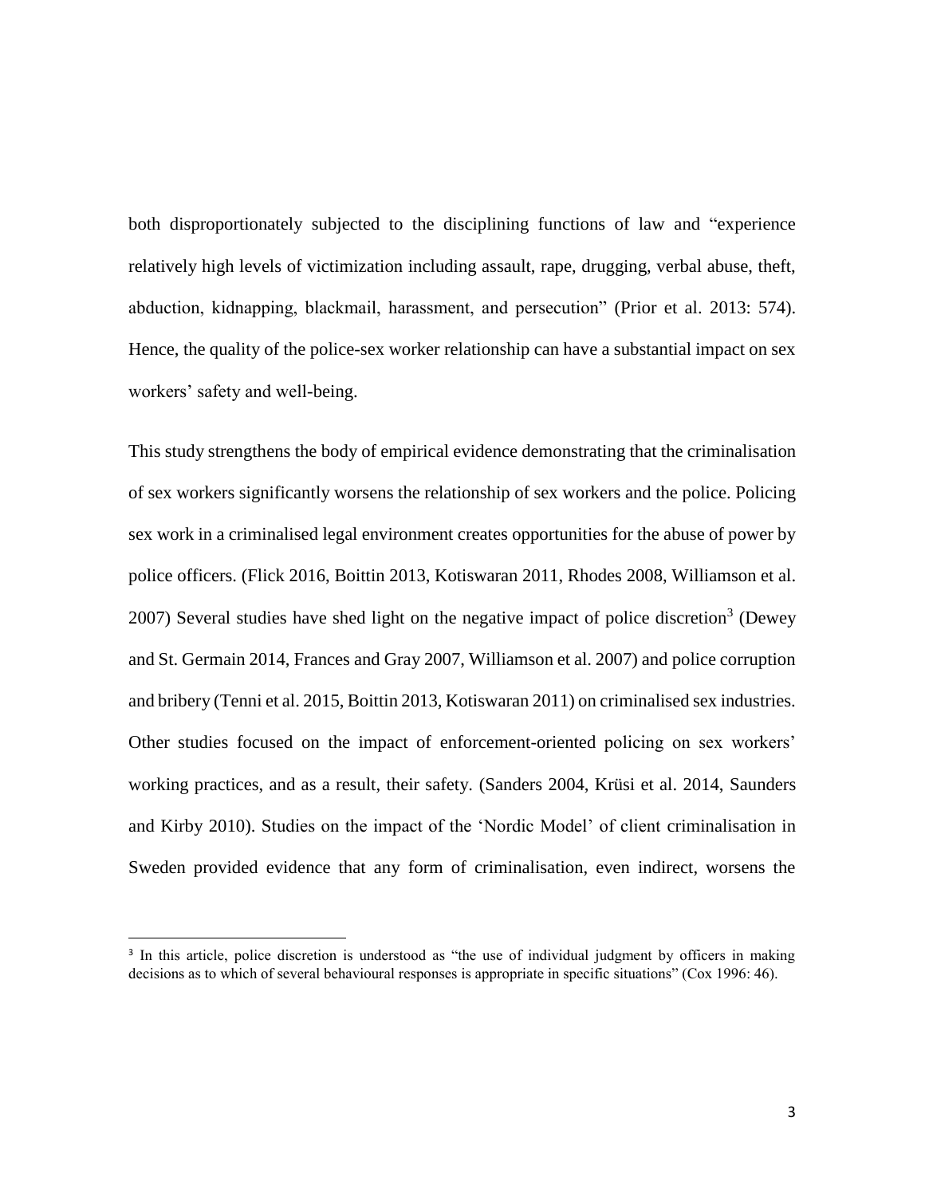both disproportionately subjected to the disciplining functions of law and "experience relatively high levels of victimization including assault, rape, drugging, verbal abuse, theft, abduction, kidnapping, blackmail, harassment, and persecution" (Prior et al. 2013: 574). Hence, the quality of the police-sex worker relationship can have a substantial impact on sex workers' safety and well-being.

This study strengthens the body of empirical evidence demonstrating that the criminalisation of sex workers significantly worsens the relationship of sex workers and the police. Policing sex work in a criminalised legal environment creates opportunities for the abuse of power by police officers. (Flick 2016, Boittin 2013, Kotiswaran 2011, Rhodes 2008, Williamson et al. 2007) Several studies have shed light on the negative impact of police discretion[3] (Dewey and St. Germain 2014, Frances and Gray 2007, Williamson et al. 2007) and police corruption and bribery (Tenni et al. 2015, Boittin 2013, Kotiswaran 2011) on criminalised sex industries. Other studies focused on the impact of enforcement-oriented policing on sex workers' working practices, and as a result, their safety. (Sanders 2004, Krüsi et al. 2014, Saunders and Kirby 2010). Studies on the impact of the 'Nordic Model' of client criminalisation in Sweden provided evidence that any form of criminalisation, even indirect, worsens the

[3] In this article, police discretion is understood as "the use of individual judgment by officers in making decisions as to which of several behavioural responses is appropriate in specific situations" (Cox 1996: 46).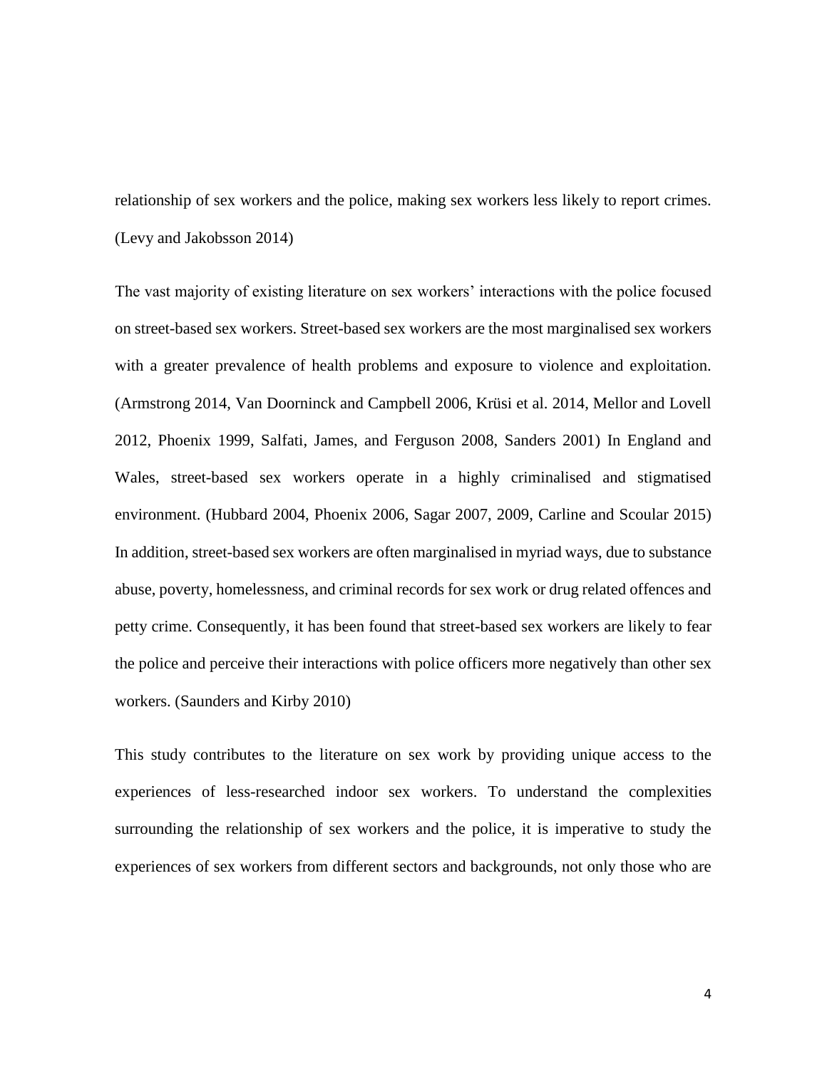relationship of sex workers and the police, making sex workers less likely to report crimes. (Levy and Jakobsson 2014)

The vast majority of existing literature on sex workers' interactions with the police focused on street-based sex workers. Street-based sex workers are the most marginalised sex workers with a greater prevalence of health problems and exposure to violence and exploitation. (Armstrong 2014, Van Doorninck and Campbell 2006, Krüsi et al. 2014, Mellor and Lovell 2012, Phoenix 1999, Salfati, James, and Ferguson 2008, Sanders 2001) In England and Wales, street-based sex workers operate in a highly criminalised and stigmatised environment. (Hubbard 2004, Phoenix 2006, Sagar 2007, 2009, Carline and Scoular 2015) In addition, street-based sex workers are often marginalised in myriad ways, due to substance abuse, poverty, homelessness, and criminal records for sex work or drug related offences and petty crime. Consequently, it has been found that street-based sex workers are likely to fear the police and perceive their interactions with police officers more negatively than other sex workers. (Saunders and Kirby 2010)

This study contributes to the literature on sex work by providing unique access to the experiences of less-researched indoor sex workers. To understand the complexities surrounding the relationship of sex workers and the police, it is imperative to study the experiences of sex workers from different sectors and backgrounds, not only those who are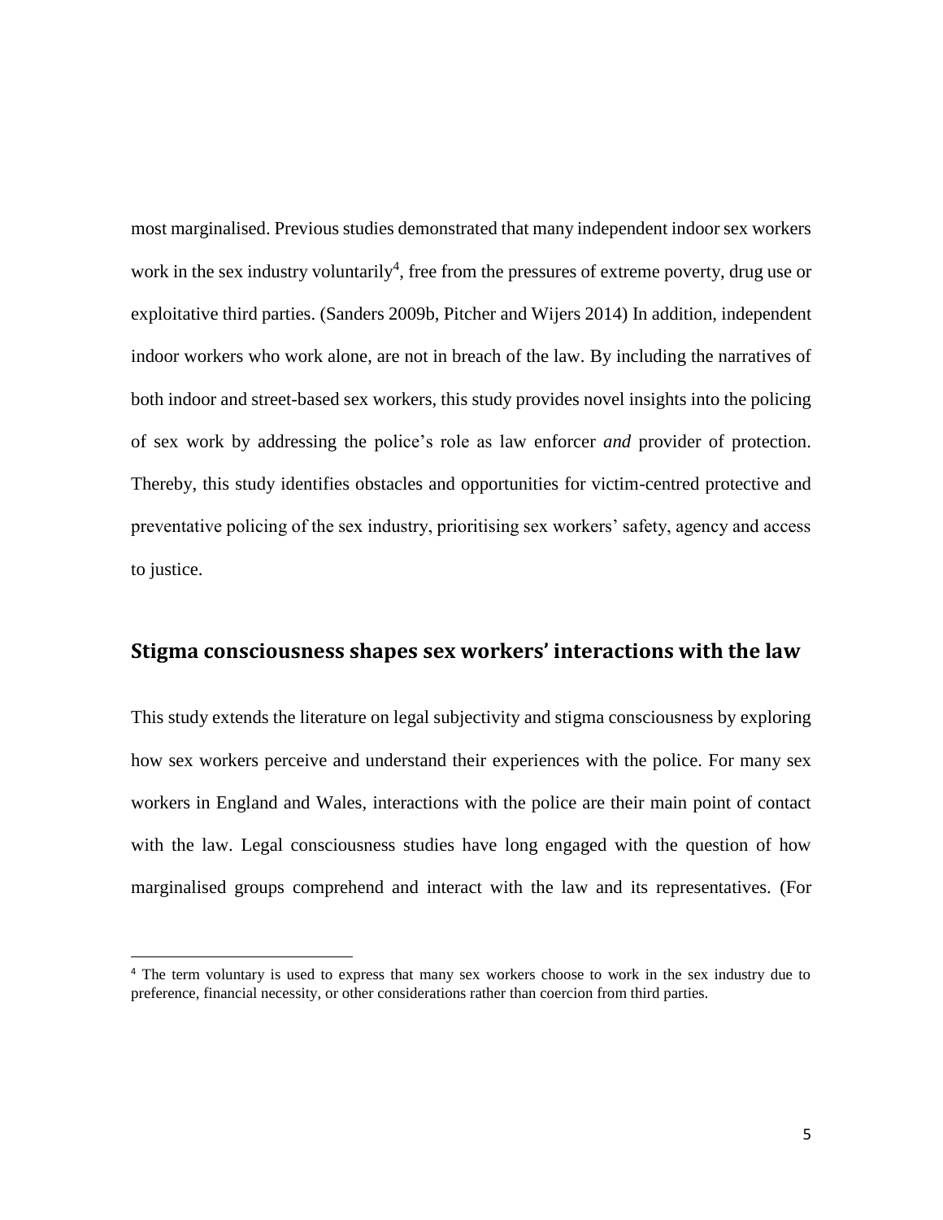most marginalised. Previous studies demonstrated that many independent indoor sex workers work in the sex industry voluntarily[4], free from the pressures of extreme poverty, drug use or exploitative third parties. (Sanders 2009b, Pitcher and Wijers 2014) In addition, independent indoor workers who work alone, are not in breach of the law. By including the narratives of both indoor and street-based sex workers, this study provides novel insights into the policing of sex work by addressing the police's role as law enforcer *and* provider of protection. Thereby, this study identifies obstacles and opportunities for victim-centred protective and preventative policing of the sex industry, prioritising sex workers' safety, agency and access to justice.

## Stigma consciousness shapes sex workers' interactions with the law

This study extends the literature on legal subjectivity and stigma consciousness by exploring how sex workers perceive and understand their experiences with the police. For many sex workers in England and Wales, interactions with the police are their main point of contact with the law. Legal consciousness studies have long engaged with the question of how marginalised groups comprehend and interact with the law and its representatives. (For

[4] The term voluntary is used to express that many sex workers choose to work in the sex industry due to preference, financial necessity, or other considerations rather than coercion from third parties.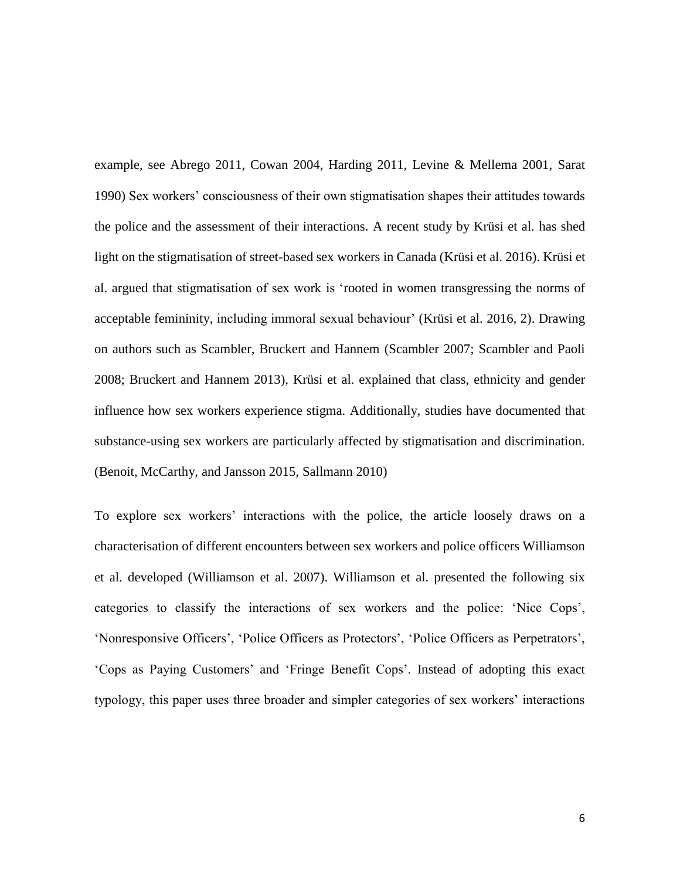example, see Abrego 2011, Cowan 2004, Harding 2011, Levine & Mellema 2001, Sarat 1990) Sex workers' consciousness of their own stigmatisation shapes their attitudes towards the police and the assessment of their interactions. A recent study by Krüsi et al. has shed light on the stigmatisation of street-based sex workers in Canada (Krüsi et al. 2016). Krüsi et al. argued that stigmatisation of sex work is 'rooted in women transgressing the norms of acceptable femininity, including immoral sexual behaviour' (Krüsi et al. 2016, 2). Drawing on authors such as Scambler, Bruckert and Hannem (Scambler 2007; Scambler and Paoli 2008; Bruckert and Hannem 2013), Krüsi et al. explained that class, ethnicity and gender influence how sex workers experience stigma. Additionally, studies have documented that substance-using sex workers are particularly affected by stigmatisation and discrimination. (Benoit, McCarthy, and Jansson 2015, Sallmann 2010)

To explore sex workers' interactions with the police, the article loosely draws on a characterisation of different encounters between sex workers and police officers Williamson et al. developed (Williamson et al. 2007). Williamson et al. presented the following six categories to classify the interactions of sex workers and the police: 'Nice Cops', 'Nonresponsive Officers', 'Police Officers as Protectors', 'Police Officers as Perpetrators', 'Cops as Paying Customers' and 'Fringe Benefit Cops'. Instead of adopting this exact typology, this paper uses three broader and simpler categories of sex workers' interactions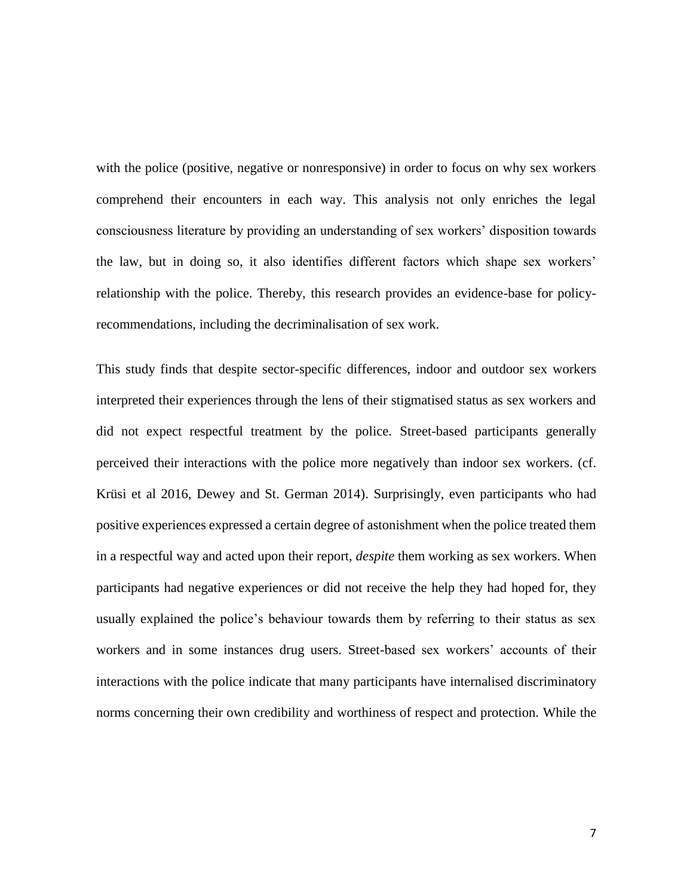with the police (positive, negative or nonresponsive) in order to focus on why sex workers comprehend their encounters in each way. This analysis not only enriches the legal consciousness literature by providing an understanding of sex workers' disposition towards the law, but in doing so, it also identifies different factors which shape sex workers' relationship with the police. Thereby, this research provides an evidence-base for policy-recommendations, including the decriminalisation of sex work.

This study finds that despite sector-specific differences, indoor and outdoor sex workers interpreted their experiences through the lens of their stigmatised status as sex workers and did not expect respectful treatment by the police. Street-based participants generally perceived their interactions with the police more negatively than indoor sex workers. (cf. Krüsi et al 2016, Dewey and St. German 2014). Surprisingly, even participants who had positive experiences expressed a certain degree of astonishment when the police treated them in a respectful way and acted upon their report, *despite* them working as sex workers. When participants had negative experiences or did not receive the help they had hoped for, they usually explained the police's behaviour towards them by referring to their status as sex workers and in some instances drug users. Street-based sex workers' accounts of their interactions with the police indicate that many participants have internalised discriminatory norms concerning their own credibility and worthiness of respect and protection. While the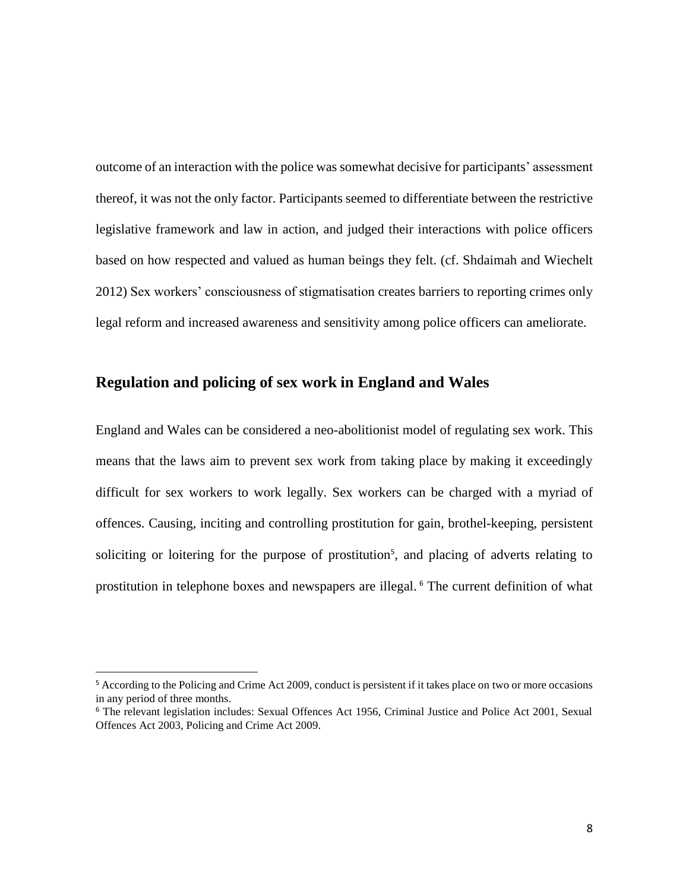outcome of an interaction with the police was somewhat decisive for participants' assessment thereof, it was not the only factor. Participants seemed to differentiate between the restrictive legislative framework and law in action, and judged their interactions with police officers based on how respected and valued as human beings they felt. (cf. Shdaimah and Wiechelt 2012) Sex workers' consciousness of stigmatisation creates barriers to reporting crimes only legal reform and increased awareness and sensitivity among police officers can ameliorate.

## Regulation and policing of sex work in England and Wales

England and Wales can be considered a neo-abolitionist model of regulating sex work. This means that the laws aim to prevent sex work from taking place by making it exceedingly difficult for sex workers to work legally. Sex workers can be charged with a myriad of offences. Causing, inciting and controlling prostitution for gain, brothel-keeping, persistent soliciting or loitering for the purpose of prostitution[5], and placing of adverts relating to prostitution in telephone boxes and newspapers are illegal.[6] The current definition of what

[5] According to the Policing and Crime Act 2009, conduct is persistent if it takes place on two or more occasions in any period of three months.

[6] The relevant legislation includes: Sexual Offences Act 1956, Criminal Justice and Police Act 2001, Sexual Offences Act 2003, Policing and Crime Act 2009.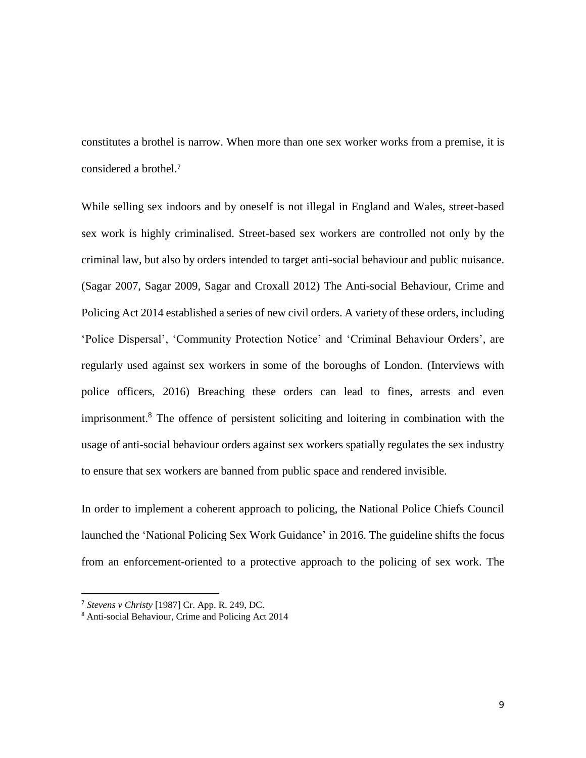constitutes a brothel is narrow. When more than one sex worker works from a premise, it is considered a brothel.[7]

While selling sex indoors and by oneself is not illegal in England and Wales, street-based sex work is highly criminalised. Street-based sex workers are controlled not only by the criminal law, but also by orders intended to target anti-social behaviour and public nuisance. (Sagar 2007, Sagar 2009, Sagar and Croxall 2012) The Anti-social Behaviour, Crime and Policing Act 2014 established a series of new civil orders. A variety of these orders, including 'Police Dispersal', 'Community Protection Notice' and 'Criminal Behaviour Orders', are regularly used against sex workers in some of the boroughs of London. (Interviews with police officers, 2016) Breaching these orders can lead to fines, arrests and even imprisonment.[8] The offence of persistent soliciting and loitering in combination with the usage of anti-social behaviour orders against sex workers spatially regulates the sex industry to ensure that sex workers are banned from public space and rendered invisible.

In order to implement a coherent approach to policing, the National Police Chiefs Council launched the 'National Policing Sex Work Guidance' in 2016. The guideline shifts the focus from an enforcement-oriented to a protective approach to the policing of sex work. The

---

[7] *Stevens v Christy* [1987] Cr. App. R. 249, DC.

[8] Anti-social Behaviour, Crime and Policing Act 2014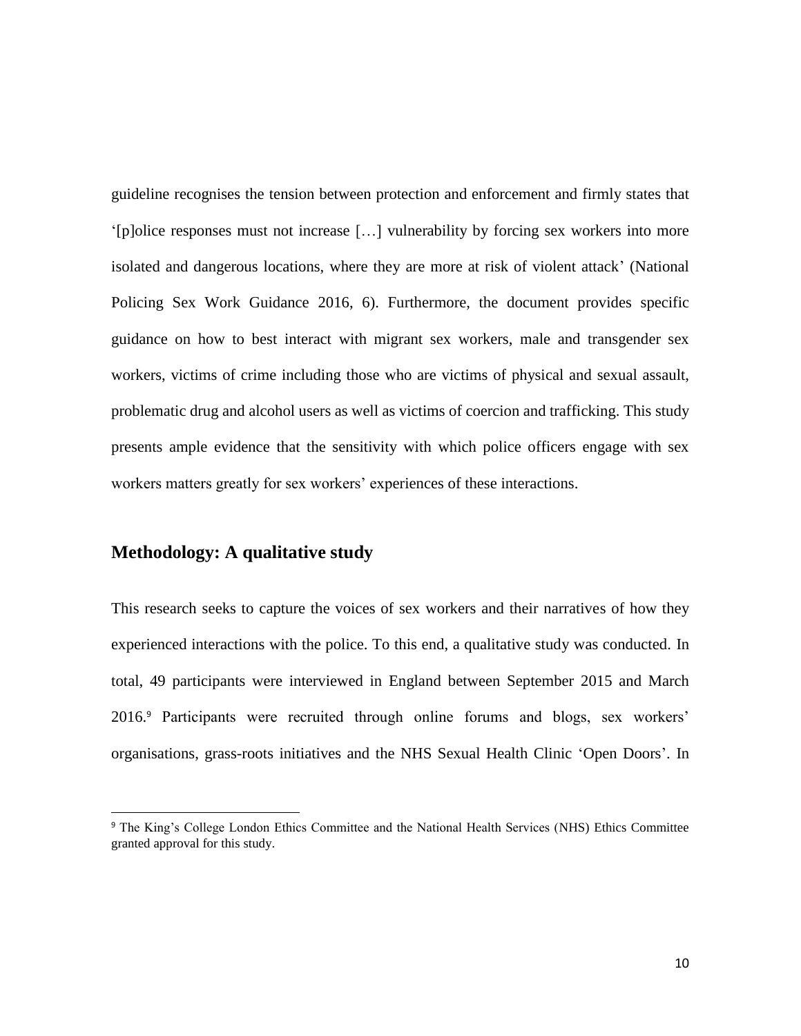guideline recognises the tension between protection and enforcement and firmly states that '[p]olice responses must not increase […] vulnerability by forcing sex workers into more isolated and dangerous locations, where they are more at risk of violent attack' (National Policing Sex Work Guidance 2016, 6). Furthermore, the document provides specific guidance on how to best interact with migrant sex workers, male and transgender sex workers, victims of crime including those who are victims of physical and sexual assault, problematic drug and alcohol users as well as victims of coercion and trafficking. This study presents ample evidence that the sensitivity with which police officers engage with sex workers matters greatly for sex workers' experiences of these interactions.

## Methodology: A qualitative study

This research seeks to capture the voices of sex workers and their narratives of how they experienced interactions with the police. To this end, a qualitative study was conducted. In total, 49 participants were interviewed in England between September 2015 and March 2016.[9] Participants were recruited through online forums and blogs, sex workers' organisations, grass-roots initiatives and the NHS Sexual Health Clinic 'Open Doors'. In

[9] The King's College London Ethics Committee and the National Health Services (NHS) Ethics Committee granted approval for this study.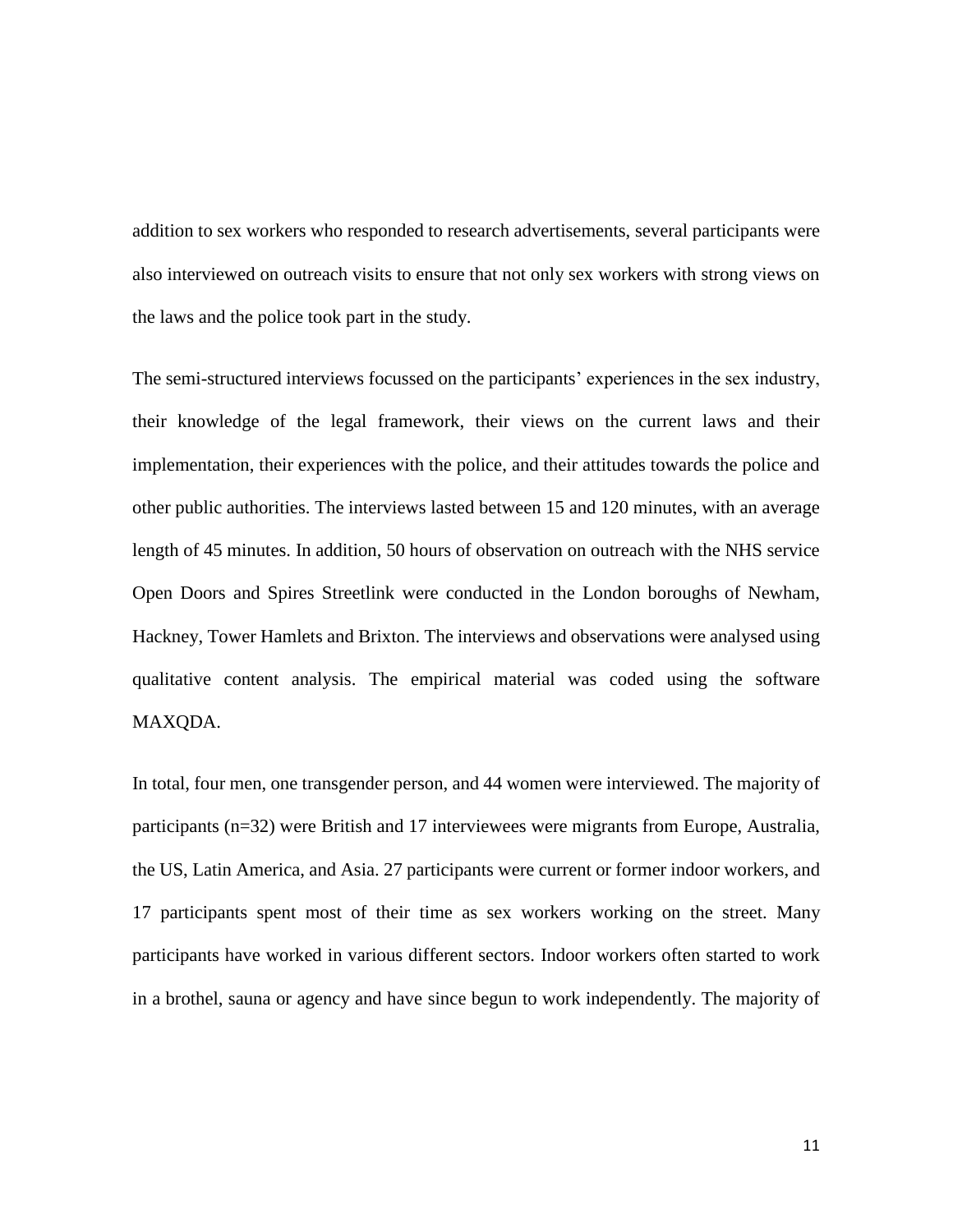addition to sex workers who responded to research advertisements, several participants were also interviewed on outreach visits to ensure that not only sex workers with strong views on the laws and the police took part in the study.

The semi-structured interviews focussed on the participants' experiences in the sex industry, their knowledge of the legal framework, their views on the current laws and their implementation, their experiences with the police, and their attitudes towards the police and other public authorities. The interviews lasted between 15 and 120 minutes, with an average length of 45 minutes. In addition, 50 hours of observation on outreach with the NHS service Open Doors and Spires Streetlink were conducted in the London boroughs of Newham, Hackney, Tower Hamlets and Brixton. The interviews and observations were analysed using qualitative content analysis. The empirical material was coded using the software MAXQDA.

In total, four men, one transgender person, and 44 women were interviewed. The majority of participants (n=32) were British and 17 interviewees were migrants from Europe, Australia, the US, Latin America, and Asia. 27 participants were current or former indoor workers, and 17 participants spent most of their time as sex workers working on the street. Many participants have worked in various different sectors. Indoor workers often started to work in a brothel, sauna or agency and have since begun to work independently. The majority of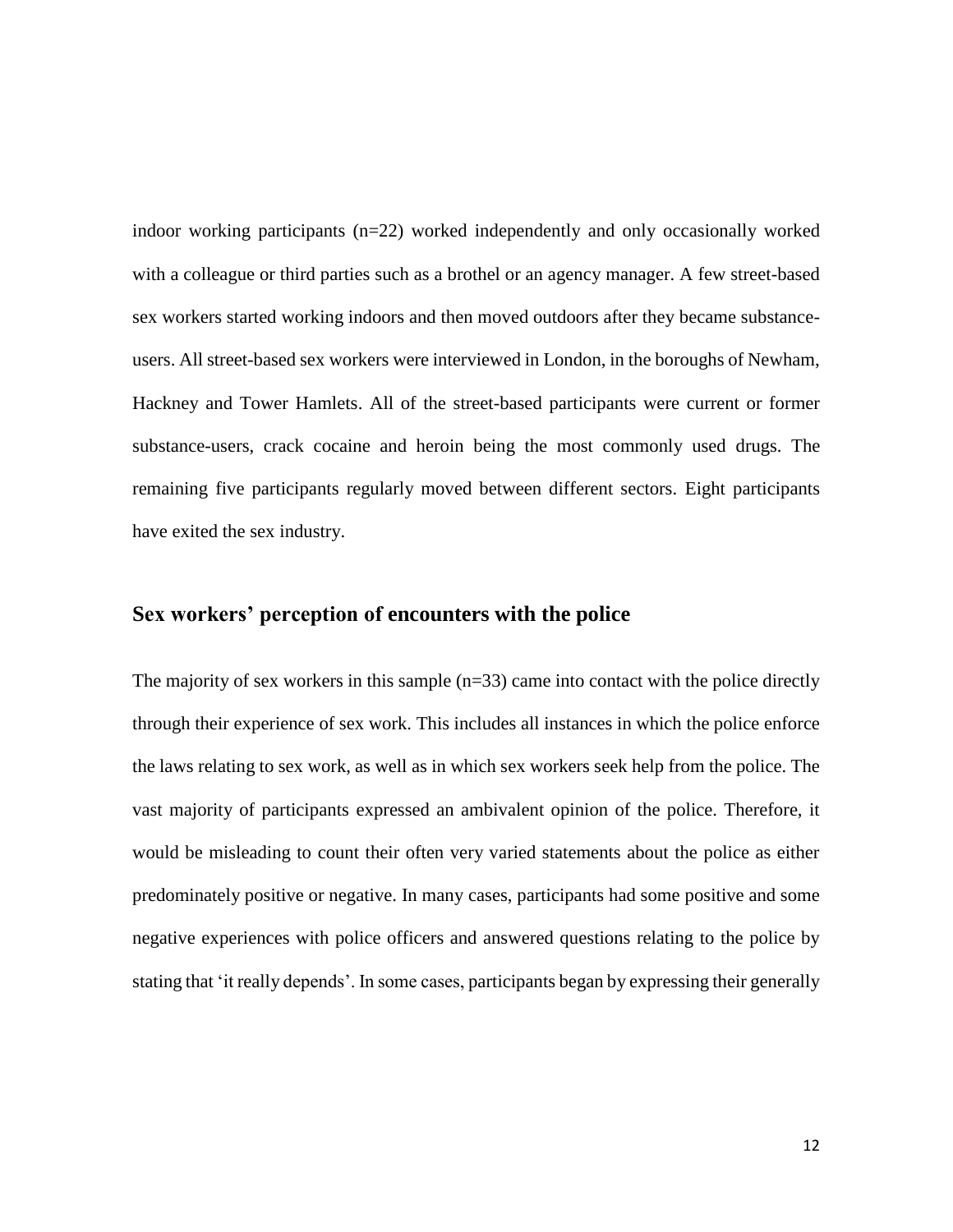indoor working participants (n=22) worked independently and only occasionally worked with a colleague or third parties such as a brothel or an agency manager. A few street-based sex workers started working indoors and then moved outdoors after they became substance-users. All street-based sex workers were interviewed in London, in the boroughs of Newham, Hackney and Tower Hamlets. All of the street-based participants were current or former substance-users, crack cocaine and heroin being the most commonly used drugs. The remaining five participants regularly moved between different sectors. Eight participants have exited the sex industry.

## Sex workers' perception of encounters with the police

The majority of sex workers in this sample (n=33) came into contact with the police directly through their experience of sex work. This includes all instances in which the police enforce the laws relating to sex work, as well as in which sex workers seek help from the police. The vast majority of participants expressed an ambivalent opinion of the police. Therefore, it would be misleading to count their often very varied statements about the police as either predominately positive or negative. In many cases, participants had some positive and some negative experiences with police officers and answered questions relating to the police by stating that 'it really depends'. In some cases, participants began by expressing their generally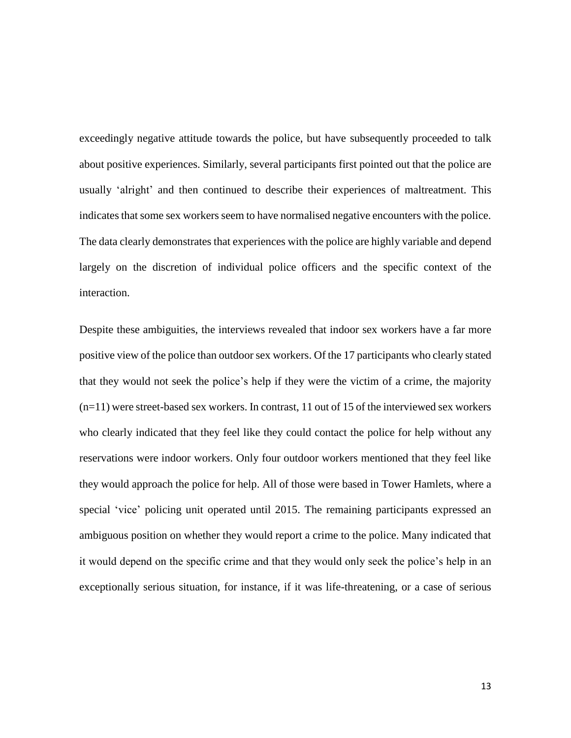exceedingly negative attitude towards the police, but have subsequently proceeded to talk about positive experiences. Similarly, several participants first pointed out that the police are usually 'alright' and then continued to describe their experiences of maltreatment. This indicates that some sex workers seem to have normalised negative encounters with the police. The data clearly demonstrates that experiences with the police are highly variable and depend largely on the discretion of individual police officers and the specific context of the interaction.

Despite these ambiguities, the interviews revealed that indoor sex workers have a far more positive view of the police than outdoor sex workers. Of the 17 participants who clearly stated that they would not seek the police's help if they were the victim of a crime, the majority (n=11) were street-based sex workers. In contrast, 11 out of 15 of the interviewed sex workers who clearly indicated that they feel like they could contact the police for help without any reservations were indoor workers. Only four outdoor workers mentioned that they feel like they would approach the police for help. All of those were based in Tower Hamlets, where a special 'vice' policing unit operated until 2015. The remaining participants expressed an ambiguous position on whether they would report a crime to the police. Many indicated that it would depend on the specific crime and that they would only seek the police's help in an exceptionally serious situation, for instance, if it was life-threatening, or a case of serious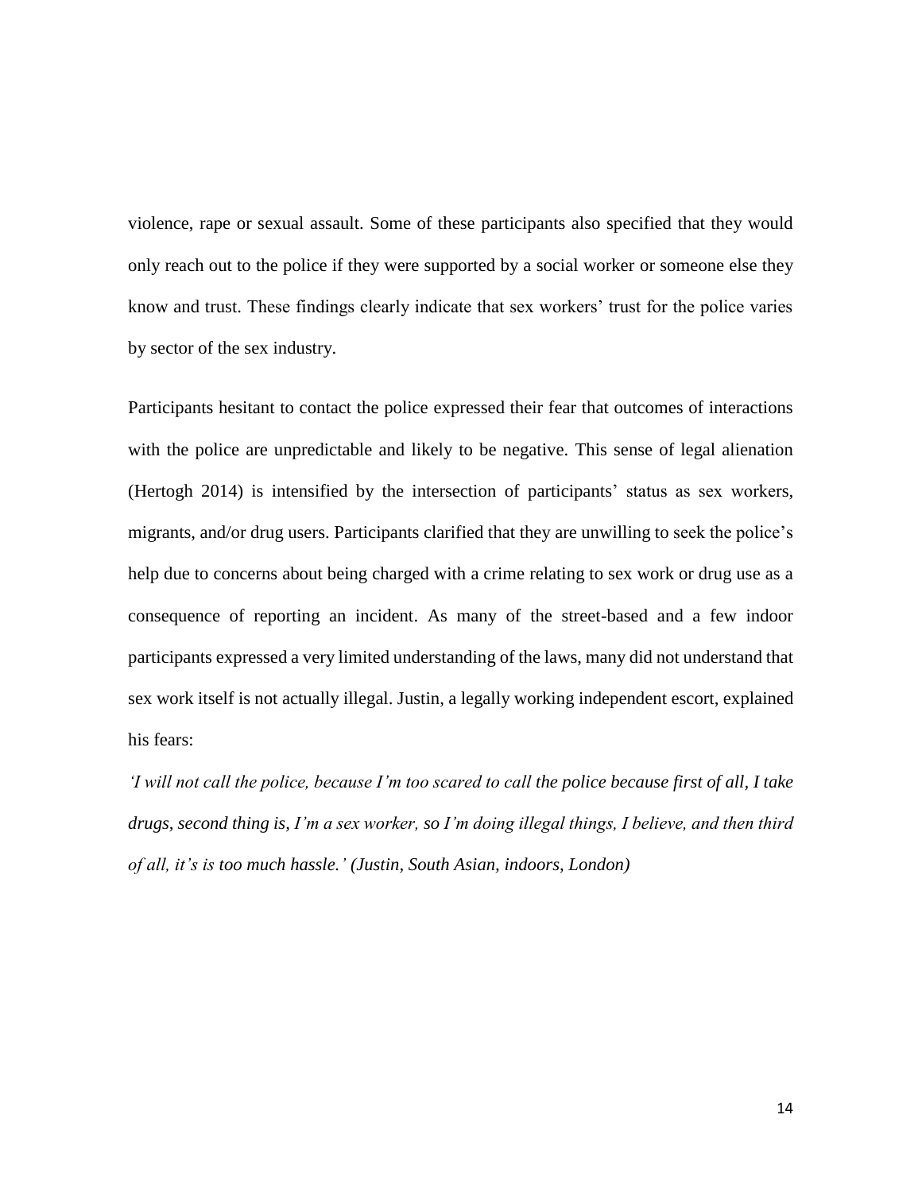violence, rape or sexual assault. Some of these participants also specified that they would only reach out to the police if they were supported by a social worker or someone else they know and trust. These findings clearly indicate that sex workers' trust for the police varies by sector of the sex industry.

Participants hesitant to contact the police expressed their fear that outcomes of interactions with the police are unpredictable and likely to be negative. This sense of legal alienation (Hertogh 2014) is intensified by the intersection of participants' status as sex workers, migrants, and/or drug users. Participants clarified that they are unwilling to seek the police's help due to concerns about being charged with a crime relating to sex work or drug use as a consequence of reporting an incident. As many of the street-based and a few indoor participants expressed a very limited understanding of the laws, many did not understand that sex work itself is not actually illegal. Justin, a legally working independent escort, explained his fears:

*'I will not call the police, because I'm too scared to call the police because first of all, I take drugs, second thing is, I'm a sex worker, so I'm doing illegal things, I believe, and then third of all, it's is too much hassle.' (Justin, South Asian, indoors, London)*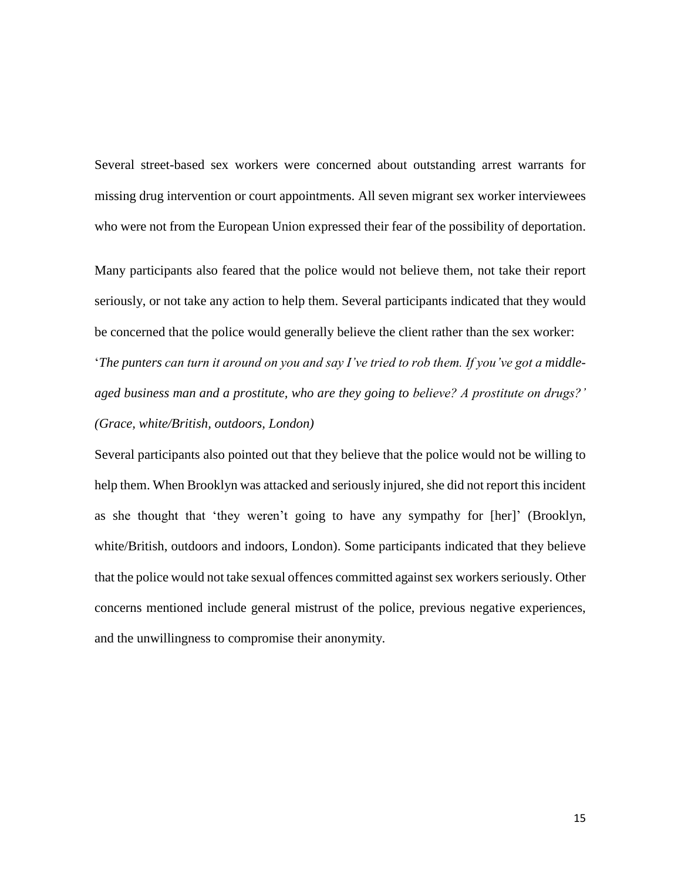Several street-based sex workers were concerned about outstanding arrest warrants for missing drug intervention or court appointments. All seven migrant sex worker interviewees who were not from the European Union expressed their fear of the possibility of deportation.

Many participants also feared that the police would not believe them, not take their report seriously, or not take any action to help them. Several participants indicated that they would be concerned that the police would generally believe the client rather than the sex worker:

'*The punters can turn it around on you and say I've tried to rob them. If you've got a middle-aged business man and a prostitute, who are they going to believe? A prostitute on drugs?' (Grace, white/British, outdoors, London)*

Several participants also pointed out that they believe that the police would not be willing to help them. When Brooklyn was attacked and seriously injured, she did not report this incident as she thought that 'they weren't going to have any sympathy for [her]' (Brooklyn, white/British, outdoors and indoors, London). Some participants indicated that they believe that the police would not take sexual offences committed against sex workers seriously. Other concerns mentioned include general mistrust of the police, previous negative experiences, and the unwillingness to compromise their anonymity.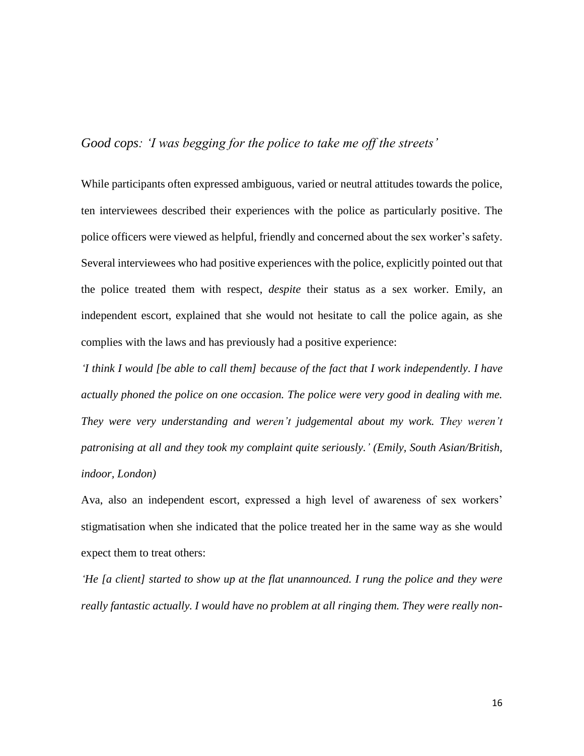### *Good cops: 'I was begging for the police to take me off the streets'*

While participants often expressed ambiguous, varied or neutral attitudes towards the police, ten interviewees described their experiences with the police as particularly positive. The police officers were viewed as helpful, friendly and concerned about the sex worker's safety. Several interviewees who had positive experiences with the police, explicitly pointed out that the police treated them with respect, *despite* their status as a sex worker. Emily, an independent escort, explained that she would not hesitate to call the police again, as she complies with the laws and has previously had a positive experience:

*'I think I would [be able to call them] because of the fact that I work independently. I have actually phoned the police on one occasion. The police were very good in dealing with me. They were very understanding and weren't judgemental about my work. They weren't patronising at all and they took my complaint quite seriously.' (Emily, South Asian/British, indoor, London)*

Ava, also an independent escort, expressed a high level of awareness of sex workers' stigmatisation when she indicated that the police treated her in the same way as she would expect them to treat others:

*'He [a client] started to show up at the flat unannounced. I rung the police and they were really fantastic actually. I would have no problem at all ringing them. They were really non-*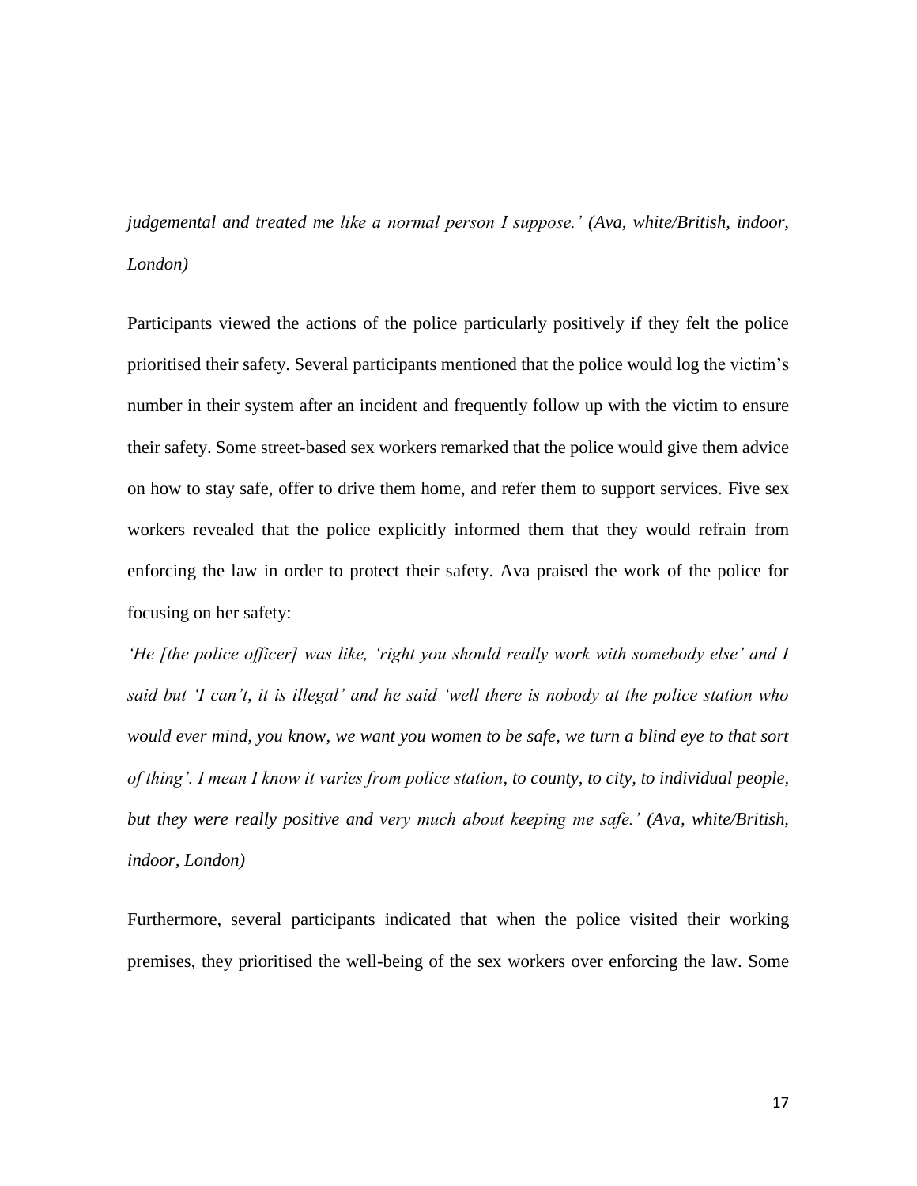*judgemental and treated me like a normal person I suppose.' (Ava, white/British, indoor, London)*

Participants viewed the actions of the police particularly positively if they felt the police prioritised their safety. Several participants mentioned that the police would log the victim's number in their system after an incident and frequently follow up with the victim to ensure their safety. Some street-based sex workers remarked that the police would give them advice on how to stay safe, offer to drive them home, and refer them to support services. Five sex workers revealed that the police explicitly informed them that they would refrain from enforcing the law in order to protect their safety. Ava praised the work of the police for focusing on her safety:

*'He [the police officer] was like, 'right you should really work with somebody else' and I said but 'I can't, it is illegal' and he said 'well there is nobody at the police station who would ever mind, you know, we want you women to be safe, we turn a blind eye to that sort of thing'. I mean I know it varies from police station, to county, to city, to individual people, but they were really positive and very much about keeping me safe.' (Ava, white/British, indoor, London)*

Furthermore, several participants indicated that when the police visited their working premises, they prioritised the well-being of the sex workers over enforcing the law. Some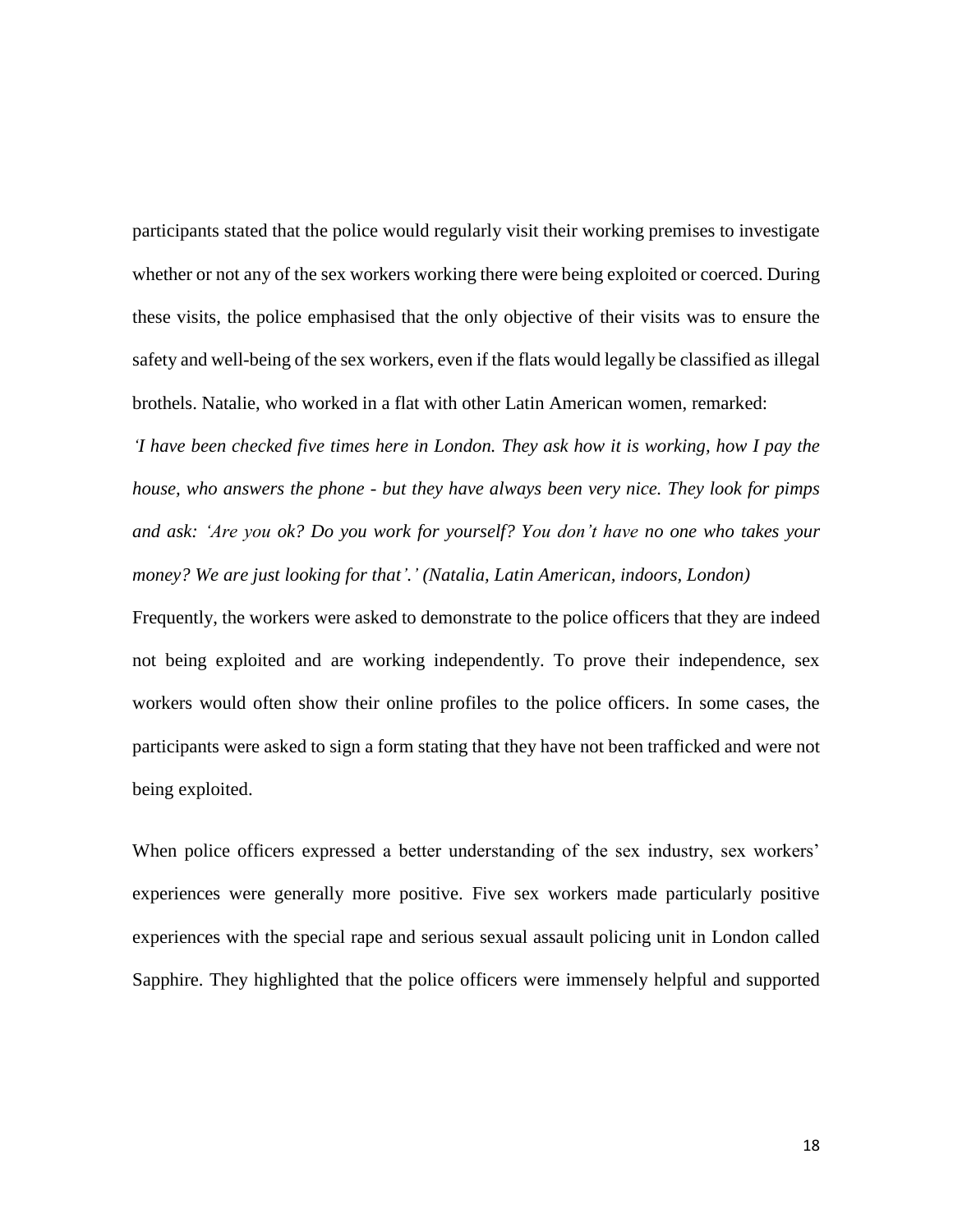participants stated that the police would regularly visit their working premises to investigate whether or not any of the sex workers working there were being exploited or coerced. During these visits, the police emphasised that the only objective of their visits was to ensure the safety and well-being of the sex workers, even if the flats would legally be classified as illegal brothels. Natalie, who worked in a flat with other Latin American women, remarked:

*'I have been checked five times here in London. They ask how it is working, how I pay the house, who answers the phone - but they have always been very nice. They look for pimps and ask: 'Are you ok? Do you work for yourself? You don't have no one who takes your money? We are just looking for that'.' (Natalia, Latin American, indoors, London)*

Frequently, the workers were asked to demonstrate to the police officers that they are indeed not being exploited and are working independently. To prove their independence, sex workers would often show their online profiles to the police officers. In some cases, the participants were asked to sign a form stating that they have not been trafficked and were not being exploited.

When police officers expressed a better understanding of the sex industry, sex workers' experiences were generally more positive. Five sex workers made particularly positive experiences with the special rape and serious sexual assault policing unit in London called Sapphire. They highlighted that the police officers were immensely helpful and supported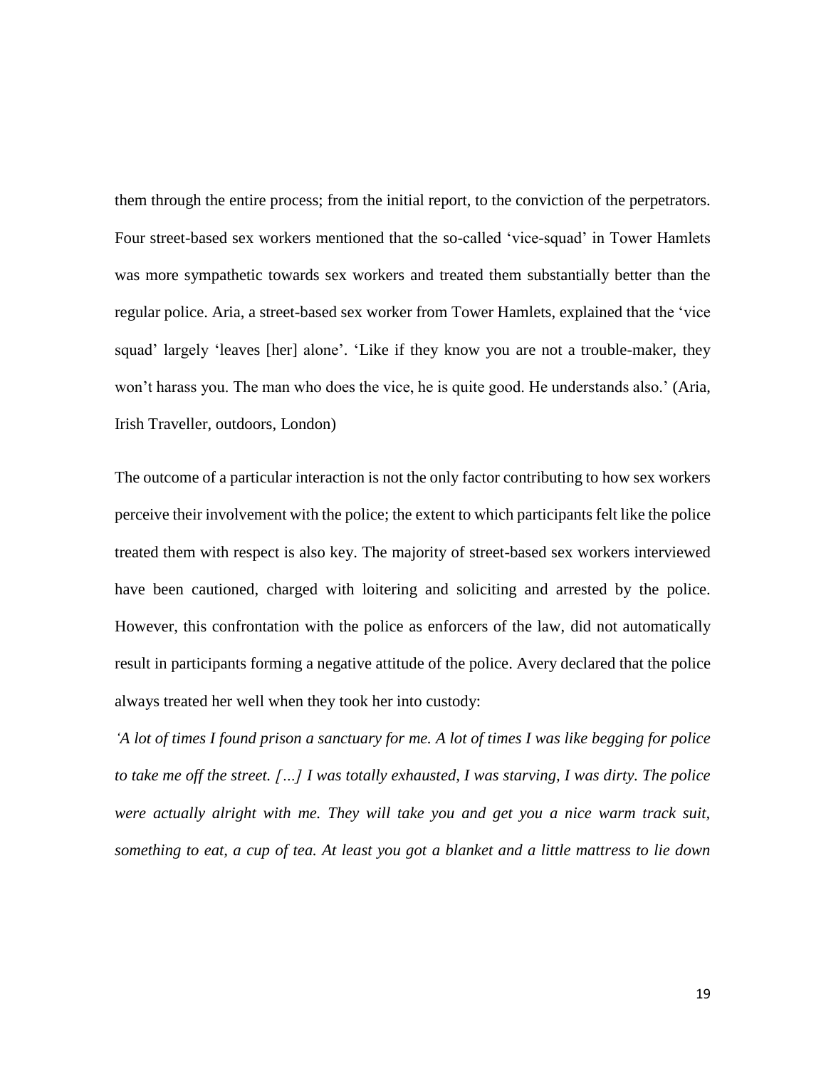them through the entire process; from the initial report, to the conviction of the perpetrators. Four street-based sex workers mentioned that the so-called 'vice-squad' in Tower Hamlets was more sympathetic towards sex workers and treated them substantially better than the regular police. Aria, a street-based sex worker from Tower Hamlets, explained that the 'vice squad' largely 'leaves [her] alone'. 'Like if they know you are not a trouble-maker, they won't harass you. The man who does the vice, he is quite good. He understands also.' (Aria, Irish Traveller, outdoors, London)

The outcome of a particular interaction is not the only factor contributing to how sex workers perceive their involvement with the police; the extent to which participants felt like the police treated them with respect is also key. The majority of street-based sex workers interviewed have been cautioned, charged with loitering and soliciting and arrested by the police. However, this confrontation with the police as enforcers of the law, did not automatically result in participants forming a negative attitude of the police. Avery declared that the police always treated her well when they took her into custody:

*'A lot of times I found prison a sanctuary for me. A lot of times I was like begging for police to take me off the street. […] I was totally exhausted, I was starving, I was dirty. The police were actually alright with me. They will take you and get you a nice warm track suit, something to eat, a cup of tea. At least you got a blanket and a little mattress to lie down*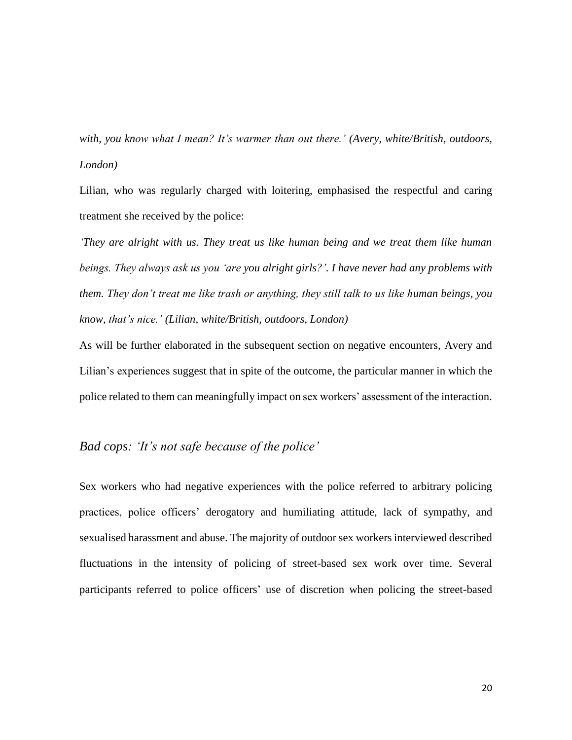*with, you know what I mean? It's warmer than out there.' (Avery, white/British, outdoors, London)*

Lilian, who was regularly charged with loitering, emphasised the respectful and caring treatment she received by the police:

*'They are alright with us. They treat us like human being and we treat them like human beings. They always ask us you 'are you alright girls?'. I have never had any problems with them. They don't treat me like trash or anything, they still talk to us like human beings, you know, that's nice.' (Lilian, white/British, outdoors, London)*

As will be further elaborated in the subsequent section on negative encounters, Avery and Lilian's experiences suggest that in spite of the outcome, the particular manner in which the police related to them can meaningfully impact on sex workers' assessment of the interaction.

## *Bad cops: 'It's not safe because of the police'*

Sex workers who had negative experiences with the police referred to arbitrary policing practices, police officers' derogatory and humiliating attitude, lack of sympathy, and sexualised harassment and abuse. The majority of outdoor sex workers interviewed described fluctuations in the intensity of policing of street-based sex work over time. Several participants referred to police officers' use of discretion when policing the street-based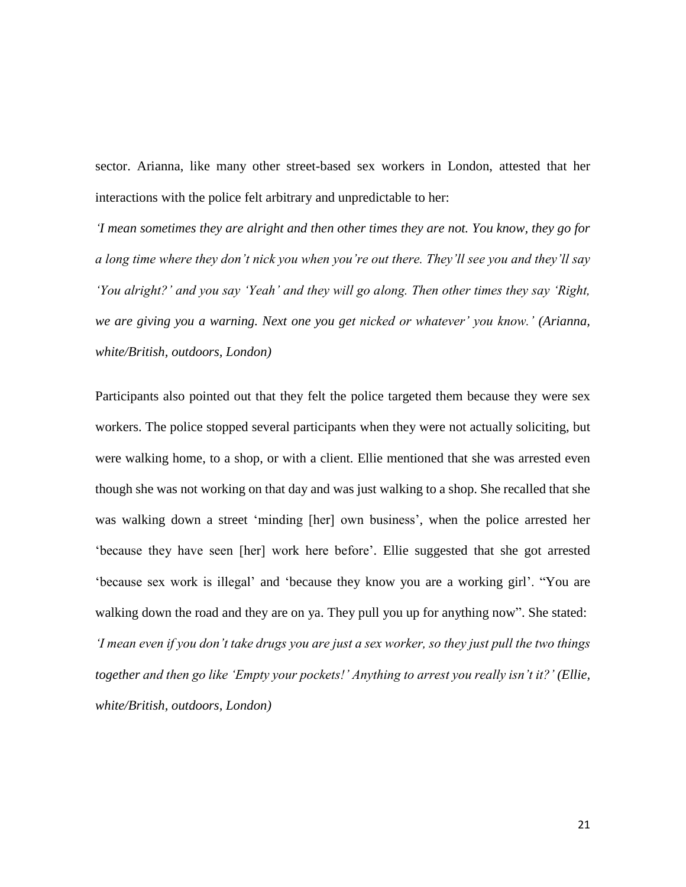sector. Arianna, like many other street-based sex workers in London, attested that her interactions with the police felt arbitrary and unpredictable to her:

*'I mean sometimes they are alright and then other times they are not. You know, they go for a long time where they don't nick you when you're out there. They'll see you and they'll say 'You alright?' and you say 'Yeah' and they will go along. Then other times they say 'Right, we are giving you a warning. Next one you get nicked or whatever' you know.' (Arianna, white/British, outdoors, London)*

Participants also pointed out that they felt the police targeted them because they were sex workers. The police stopped several participants when they were not actually soliciting, but were walking home, to a shop, or with a client. Ellie mentioned that she was arrested even though she was not working on that day and was just walking to a shop. She recalled that she was walking down a street 'minding [her] own business', when the police arrested her 'because they have seen [her] work here before'. Ellie suggested that she got arrested 'because sex work is illegal' and 'because they know you are a working girl'. "You are walking down the road and they are on ya. They pull you up for anything now". She stated:

*'I mean even if you don't take drugs you are just a sex worker, so they just pull the two things together and then go like 'Empty your pockets!' Anything to arrest you really isn't it?' (Ellie, white/British, outdoors, London)*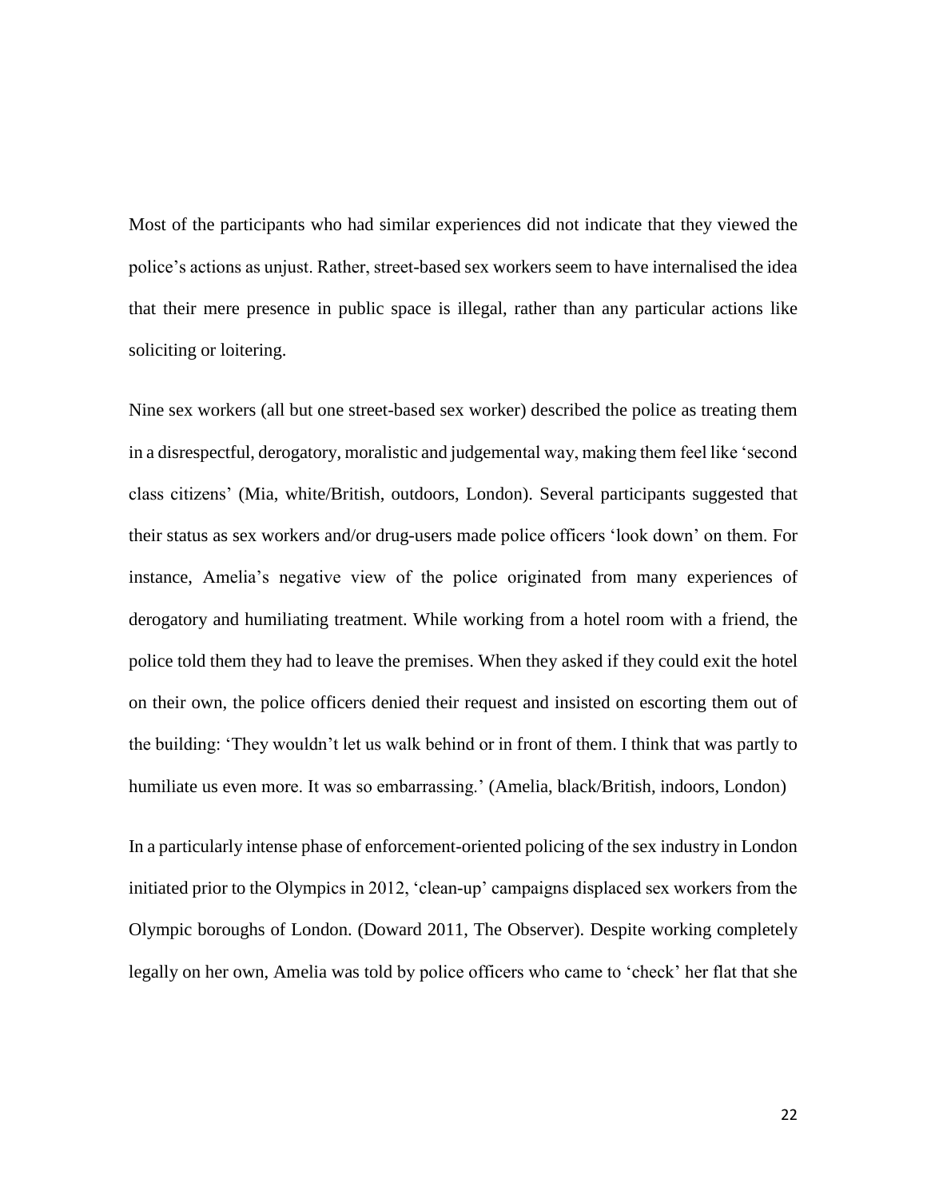Most of the participants who had similar experiences did not indicate that they viewed the police's actions as unjust. Rather, street-based sex workers seem to have internalised the idea that their mere presence in public space is illegal, rather than any particular actions like soliciting or loitering.

Nine sex workers (all but one street-based sex worker) described the police as treating them in a disrespectful, derogatory, moralistic and judgemental way, making them feel like 'second class citizens' (Mia, white/British, outdoors, London). Several participants suggested that their status as sex workers and/or drug-users made police officers 'look down' on them. For instance, Amelia's negative view of the police originated from many experiences of derogatory and humiliating treatment. While working from a hotel room with a friend, the police told them they had to leave the premises. When they asked if they could exit the hotel on their own, the police officers denied their request and insisted on escorting them out of the building: 'They wouldn't let us walk behind or in front of them. I think that was partly to humiliate us even more. It was so embarrassing.' (Amelia, black/British, indoors, London)

In a particularly intense phase of enforcement-oriented policing of the sex industry in London initiated prior to the Olympics in 2012, 'clean-up' campaigns displaced sex workers from the Olympic boroughs of London. (Doward 2011, The Observer). Despite working completely legally on her own, Amelia was told by police officers who came to 'check' her flat that she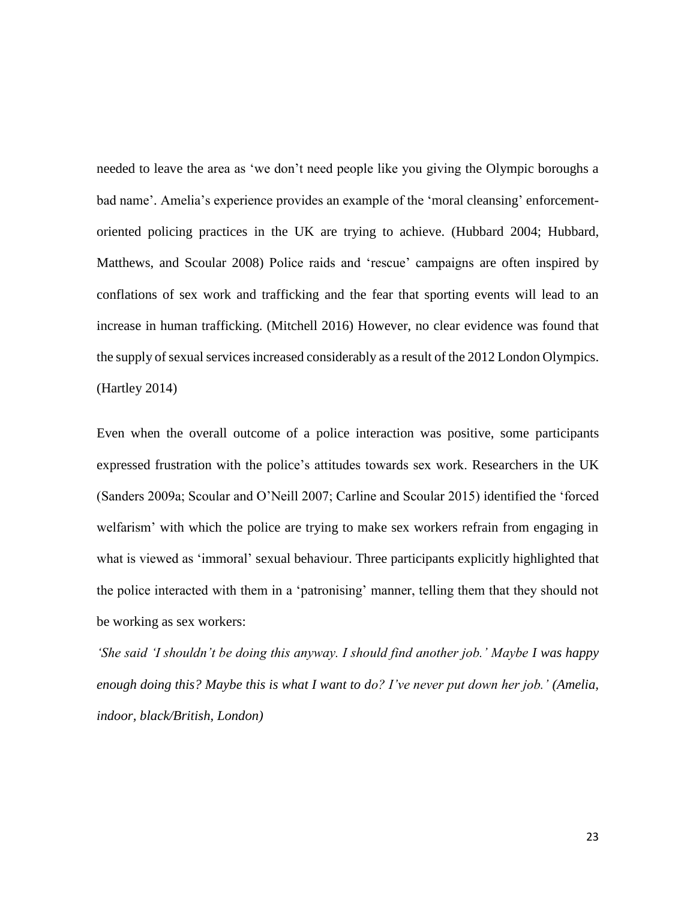needed to leave the area as 'we don't need people like you giving the Olympic boroughs a bad name'. Amelia's experience provides an example of the 'moral cleansing' enforcement-oriented policing practices in the UK are trying to achieve. (Hubbard 2004; Hubbard, Matthews, and Scoular 2008) Police raids and 'rescue' campaigns are often inspired by conflations of sex work and trafficking and the fear that sporting events will lead to an increase in human trafficking. (Mitchell 2016) However, no clear evidence was found that the supply of sexual services increased considerably as a result of the 2012 London Olympics. (Hartley 2014)

Even when the overall outcome of a police interaction was positive, some participants expressed frustration with the police's attitudes towards sex work. Researchers in the UK (Sanders 2009a; Scoular and O'Neill 2007; Carline and Scoular 2015) identified the 'forced welfarism' with which the police are trying to make sex workers refrain from engaging in what is viewed as 'immoral' sexual behaviour. Three participants explicitly highlighted that the police interacted with them in a 'patronising' manner, telling them that they should not be working as sex workers:

*'She said 'I shouldn't be doing this anyway. I should find another job.' Maybe I was happy enough doing this? Maybe this is what I want to do? I've never put down her job.' (Amelia, indoor, black/British, London)*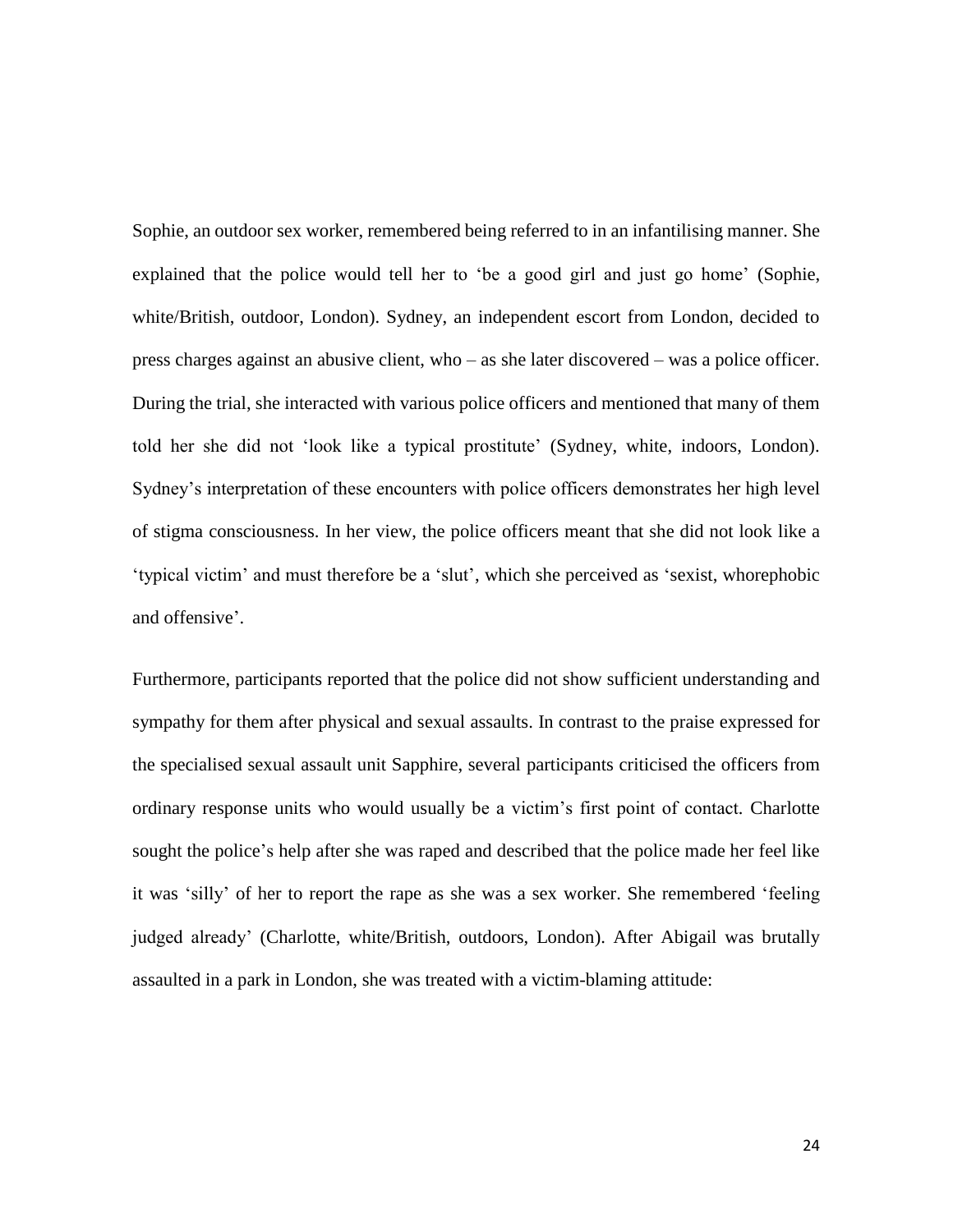Sophie, an outdoor sex worker, remembered being referred to in an infantilising manner. She explained that the police would tell her to 'be a good girl and just go home' (Sophie, white/British, outdoor, London). Sydney, an independent escort from London, decided to press charges against an abusive client, who – as she later discovered – was a police officer. During the trial, she interacted with various police officers and mentioned that many of them told her she did not 'look like a typical prostitute' (Sydney, white, indoors, London). Sydney's interpretation of these encounters with police officers demonstrates her high level of stigma consciousness. In her view, the police officers meant that she did not look like a 'typical victim' and must therefore be a 'slut', which she perceived as 'sexist, whorephobic and offensive'.

Furthermore, participants reported that the police did not show sufficient understanding and sympathy for them after physical and sexual assaults. In contrast to the praise expressed for the specialised sexual assault unit Sapphire, several participants criticised the officers from ordinary response units who would usually be a victim's first point of contact. Charlotte sought the police's help after she was raped and described that the police made her feel like it was 'silly' of her to report the rape as she was a sex worker. She remembered 'feeling judged already' (Charlotte, white/British, outdoors, London). After Abigail was brutally assaulted in a park in London, she was treated with a victim-blaming attitude: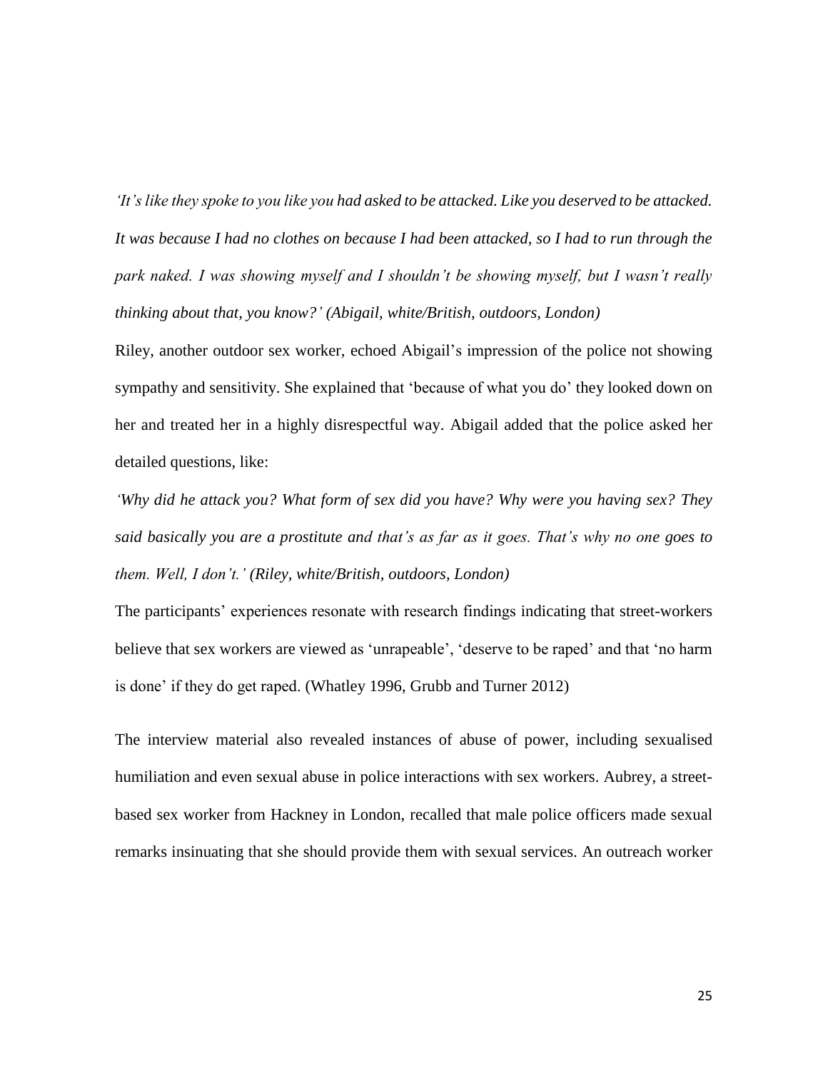*'It's like they spoke to you like you had asked to be attacked. Like you deserved to be attacked. It was because I had no clothes on because I had been attacked, so I had to run through the park naked. I was showing myself and I shouldn't be showing myself, but I wasn't really thinking about that, you know?' (Abigail, white/British, outdoors, London)*

Riley, another outdoor sex worker, echoed Abigail's impression of the police not showing sympathy and sensitivity. She explained that 'because of what you do' they looked down on her and treated her in a highly disrespectful way. Abigail added that the police asked her detailed questions, like:

*'Why did he attack you? What form of sex did you have? Why were you having sex? They said basically you are a prostitute and that's as far as it goes. That's why no one goes to them. Well, I don't.' (Riley, white/British, outdoors, London)*

The participants' experiences resonate with research findings indicating that street-workers believe that sex workers are viewed as 'unrapeable', 'deserve to be raped' and that 'no harm is done' if they do get raped. (Whatley 1996, Grubb and Turner 2012)

The interview material also revealed instances of abuse of power, including sexualised humiliation and even sexual abuse in police interactions with sex workers. Aubrey, a street-based sex worker from Hackney in London, recalled that male police officers made sexual remarks insinuating that she should provide them with sexual services. An outreach worker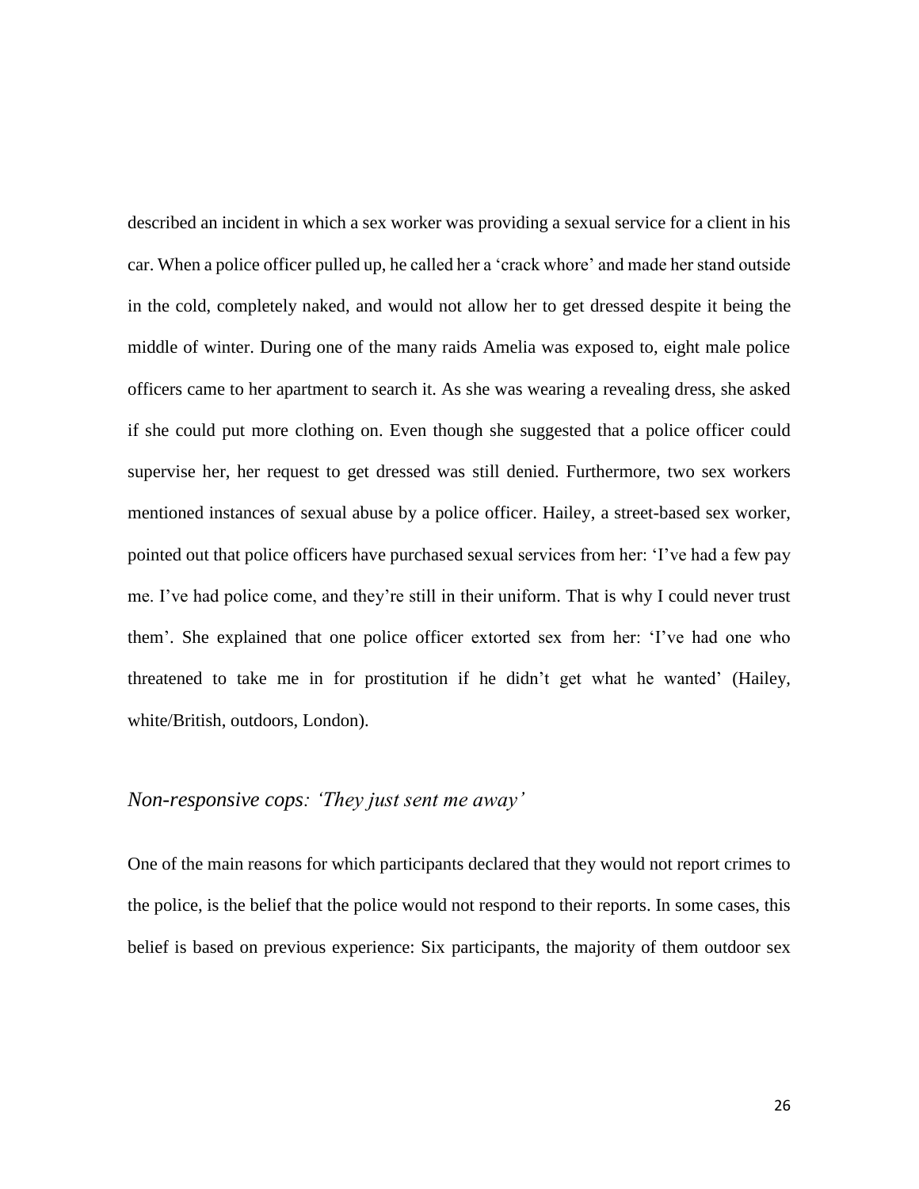described an incident in which a sex worker was providing a sexual service for a client in his car. When a police officer pulled up, he called her a 'crack whore' and made her stand outside in the cold, completely naked, and would not allow her to get dressed despite it being the middle of winter. During one of the many raids Amelia was exposed to, eight male police officers came to her apartment to search it. As she was wearing a revealing dress, she asked if she could put more clothing on. Even though she suggested that a police officer could supervise her, her request to get dressed was still denied. Furthermore, two sex workers mentioned instances of sexual abuse by a police officer. Hailey, a street-based sex worker, pointed out that police officers have purchased sexual services from her: 'I've had a few pay me. I've had police come, and they're still in their uniform. That is why I could never trust them'. She explained that one police officer extorted sex from her: 'I've had one who threatened to take me in for prostitution if he didn't get what he wanted' (Hailey, white/British, outdoors, London).

## *Non-responsive cops: 'They just sent me away'*

One of the main reasons for which participants declared that they would not report crimes to the police, is the belief that the police would not respond to their reports. In some cases, this belief is based on previous experience: Six participants, the majority of them outdoor sex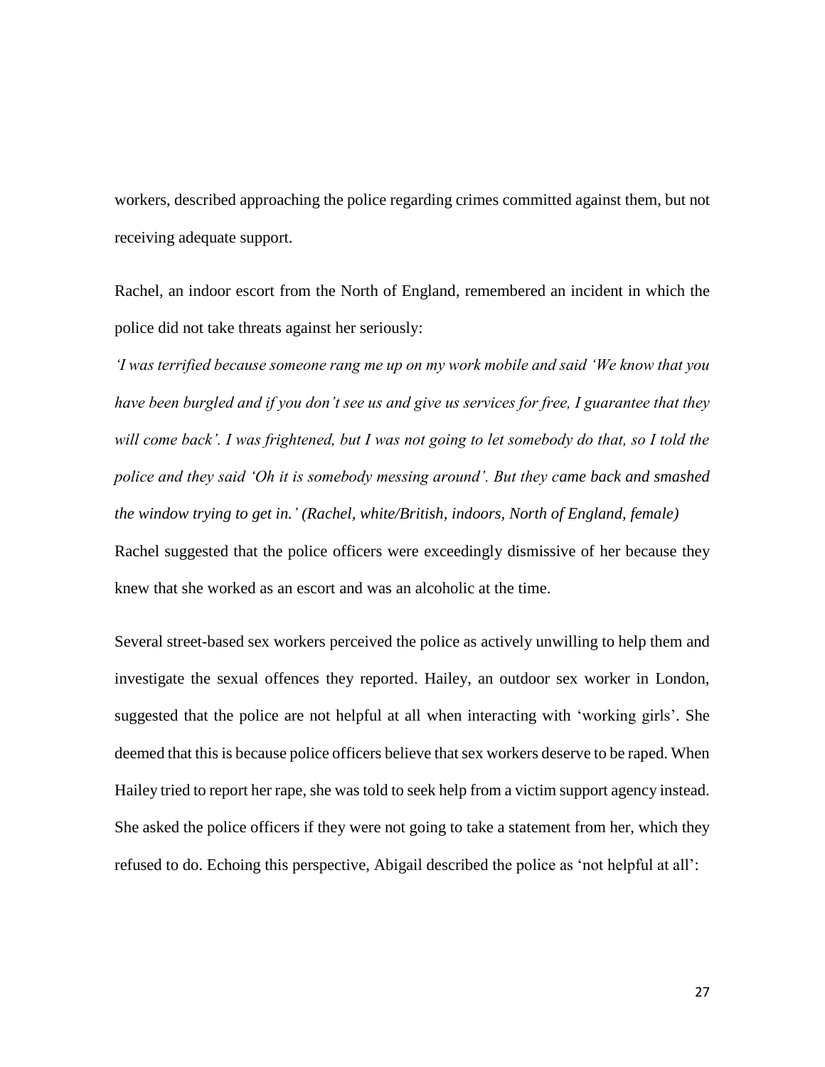workers, described approaching the police regarding crimes committed against them, but not receiving adequate support.

Rachel, an indoor escort from the North of England, remembered an incident in which the police did not take threats against her seriously:

*'I was terrified because someone rang me up on my work mobile and said 'We know that you have been burgled and if you don't see us and give us services for free, I guarantee that they will come back'. I was frightened, but I was not going to let somebody do that, so I told the police and they said 'Oh it is somebody messing around'. But they came back and smashed the window trying to get in.' (Rachel, white/British, indoors, North of England, female)*

Rachel suggested that the police officers were exceedingly dismissive of her because they knew that she worked as an escort and was an alcoholic at the time.

Several street-based sex workers perceived the police as actively unwilling to help them and investigate the sexual offences they reported. Hailey, an outdoor sex worker in London, suggested that the police are not helpful at all when interacting with 'working girls'. She deemed that this is because police officers believe that sex workers deserve to be raped. When Hailey tried to report her rape, she was told to seek help from a victim support agency instead. She asked the police officers if they were not going to take a statement from her, which they refused to do. Echoing this perspective, Abigail described the police as 'not helpful at all':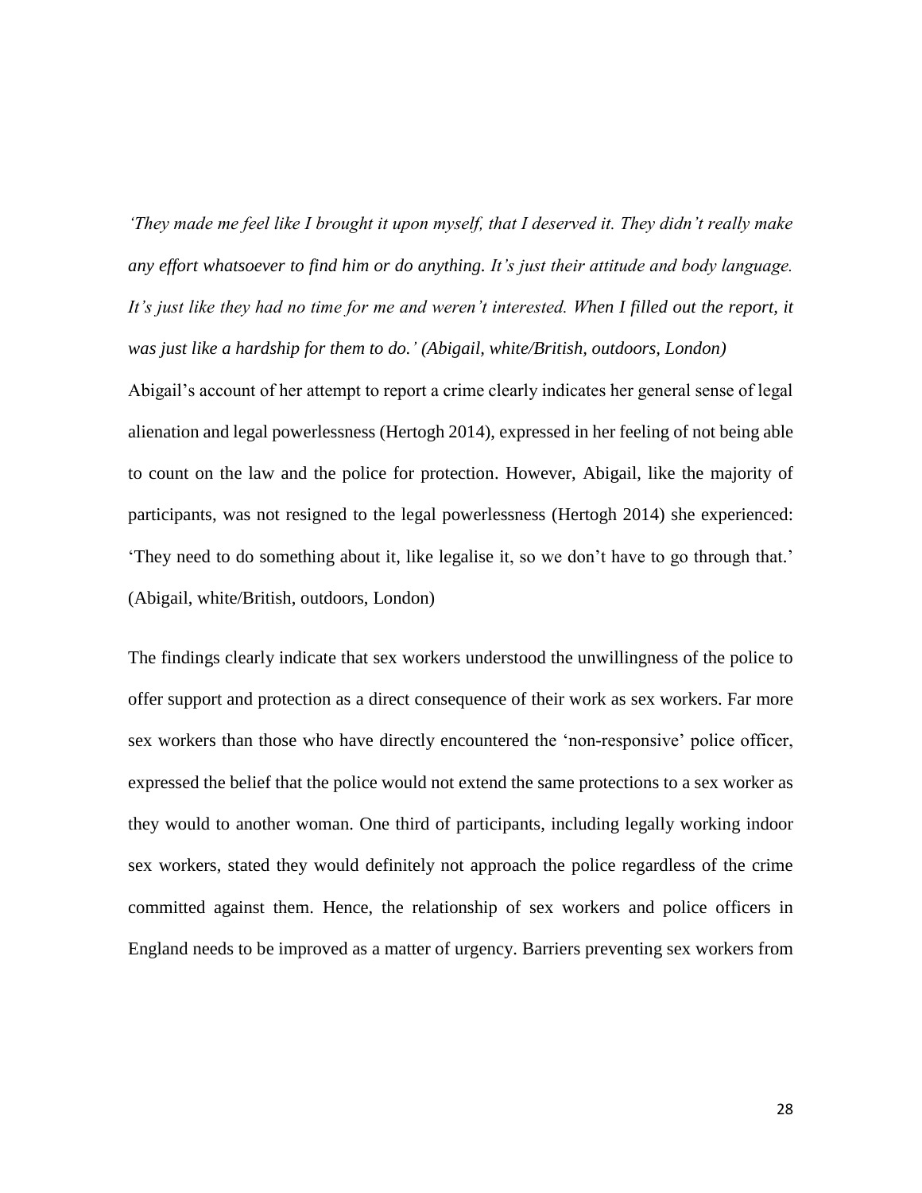*'They made me feel like I brought it upon myself, that I deserved it. They didn't really make any effort whatsoever to find him or do anything. It's just their attitude and body language. It's just like they had no time for me and weren't interested. When I filled out the report, it was just like a hardship for them to do.' (Abigail, white/British, outdoors, London)*

Abigail's account of her attempt to report a crime clearly indicates her general sense of legal alienation and legal powerlessness (Hertogh 2014), expressed in her feeling of not being able to count on the law and the police for protection. However, Abigail, like the majority of participants, was not resigned to the legal powerlessness (Hertogh 2014) she experienced: 'They need to do something about it, like legalise it, so we don't have to go through that.' (Abigail, white/British, outdoors, London)

The findings clearly indicate that sex workers understood the unwillingness of the police to offer support and protection as a direct consequence of their work as sex workers. Far more sex workers than those who have directly encountered the 'non-responsive' police officer, expressed the belief that the police would not extend the same protections to a sex worker as they would to another woman. One third of participants, including legally working indoor sex workers, stated they would definitely not approach the police regardless of the crime committed against them. Hence, the relationship of sex workers and police officers in England needs to be improved as a matter of urgency. Barriers preventing sex workers from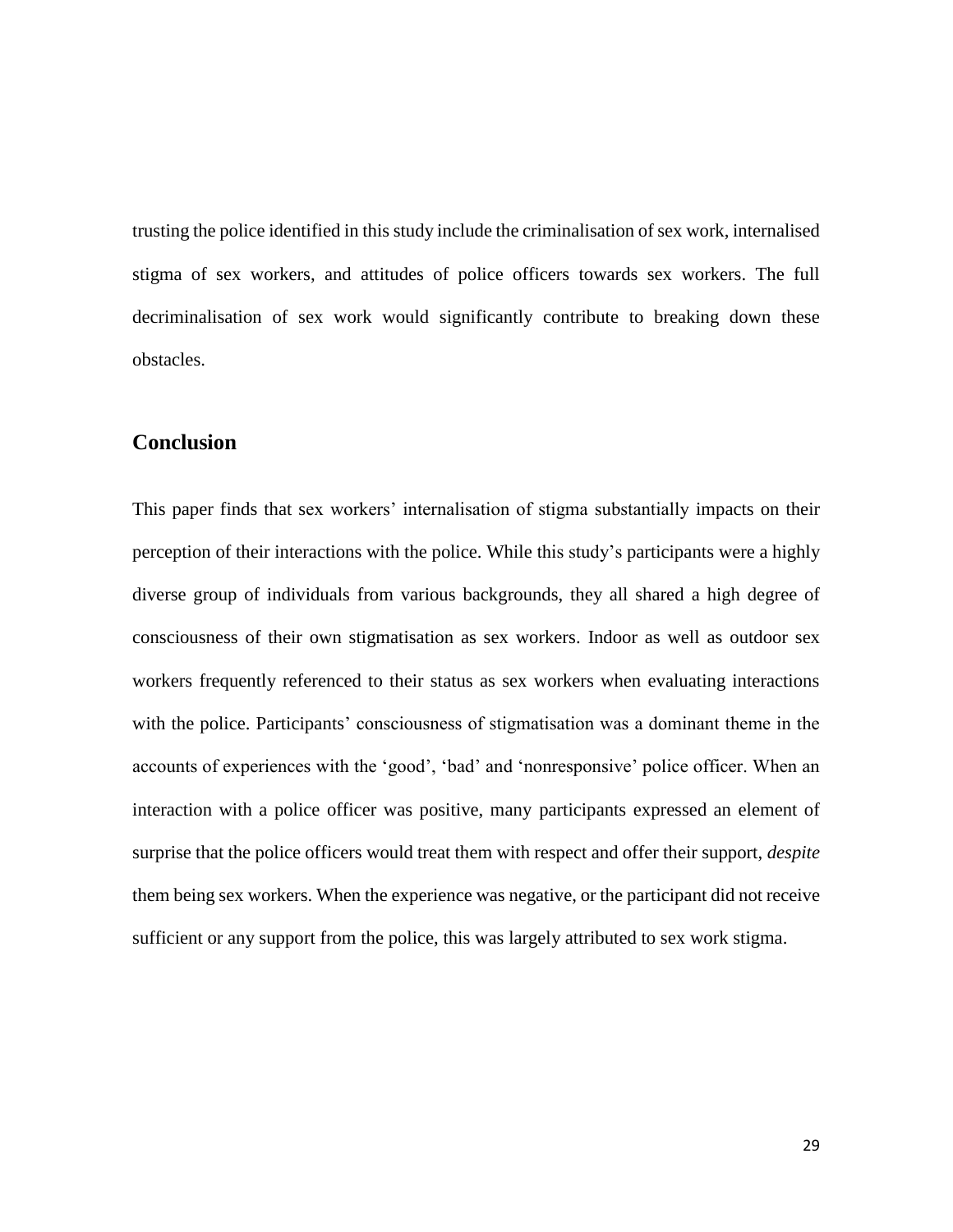trusting the police identified in this study include the criminalisation of sex work, internalised stigma of sex workers, and attitudes of police officers towards sex workers. The full decriminalisation of sex work would significantly contribute to breaking down these obstacles.

## Conclusion

This paper finds that sex workers' internalisation of stigma substantially impacts on their perception of their interactions with the police. While this study's participants were a highly diverse group of individuals from various backgrounds, they all shared a high degree of consciousness of their own stigmatisation as sex workers. Indoor as well as outdoor sex workers frequently referenced to their status as sex workers when evaluating interactions with the police. Participants' consciousness of stigmatisation was a dominant theme in the accounts of experiences with the 'good', 'bad' and 'nonresponsive' police officer. When an interaction with a police officer was positive, many participants expressed an element of surprise that the police officers would treat them with respect and offer their support, *despite* them being sex workers. When the experience was negative, or the participant did not receive sufficient or any support from the police, this was largely attributed to sex work stigma.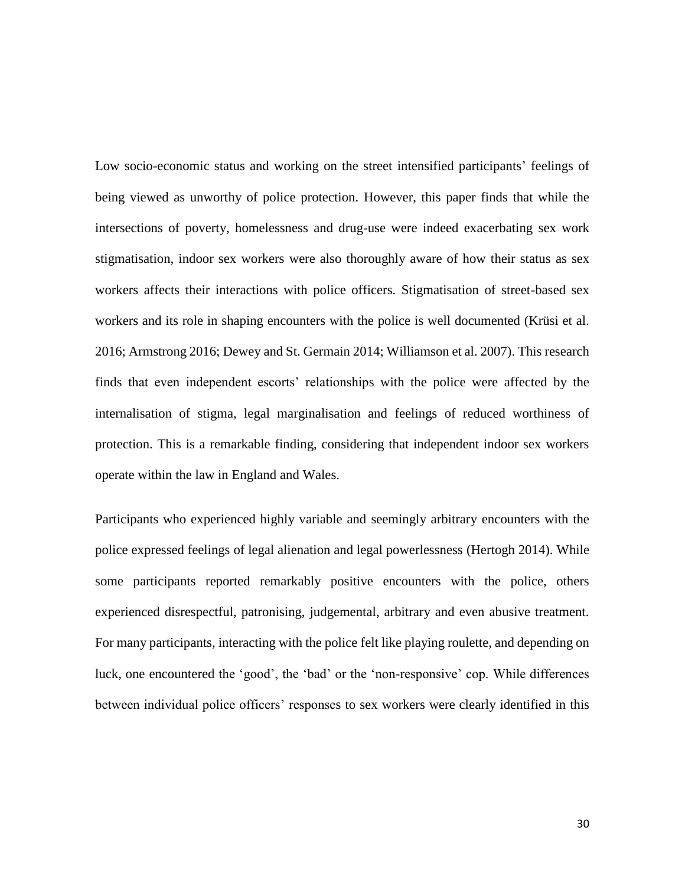Low socio-economic status and working on the street intensified participants' feelings of being viewed as unworthy of police protection. However, this paper finds that while the intersections of poverty, homelessness and drug-use were indeed exacerbating sex work stigmatisation, indoor sex workers were also thoroughly aware of how their status as sex workers affects their interactions with police officers. Stigmatisation of street-based sex workers and its role in shaping encounters with the police is well documented (Krüsi et al. 2016; Armstrong 2016; Dewey and St. Germain 2014; Williamson et al. 2007). This research finds that even independent escorts' relationships with the police were affected by the internalisation of stigma, legal marginalisation and feelings of reduced worthiness of protection. This is a remarkable finding, considering that independent indoor sex workers operate within the law in England and Wales.

Participants who experienced highly variable and seemingly arbitrary encounters with the police expressed feelings of legal alienation and legal powerlessness (Hertogh 2014). While some participants reported remarkably positive encounters with the police, others experienced disrespectful, patronising, judgemental, arbitrary and even abusive treatment. For many participants, interacting with the police felt like playing roulette, and depending on luck, one encountered the 'good', the 'bad' or the 'non-responsive' cop. While differences between individual police officers' responses to sex workers were clearly identified in this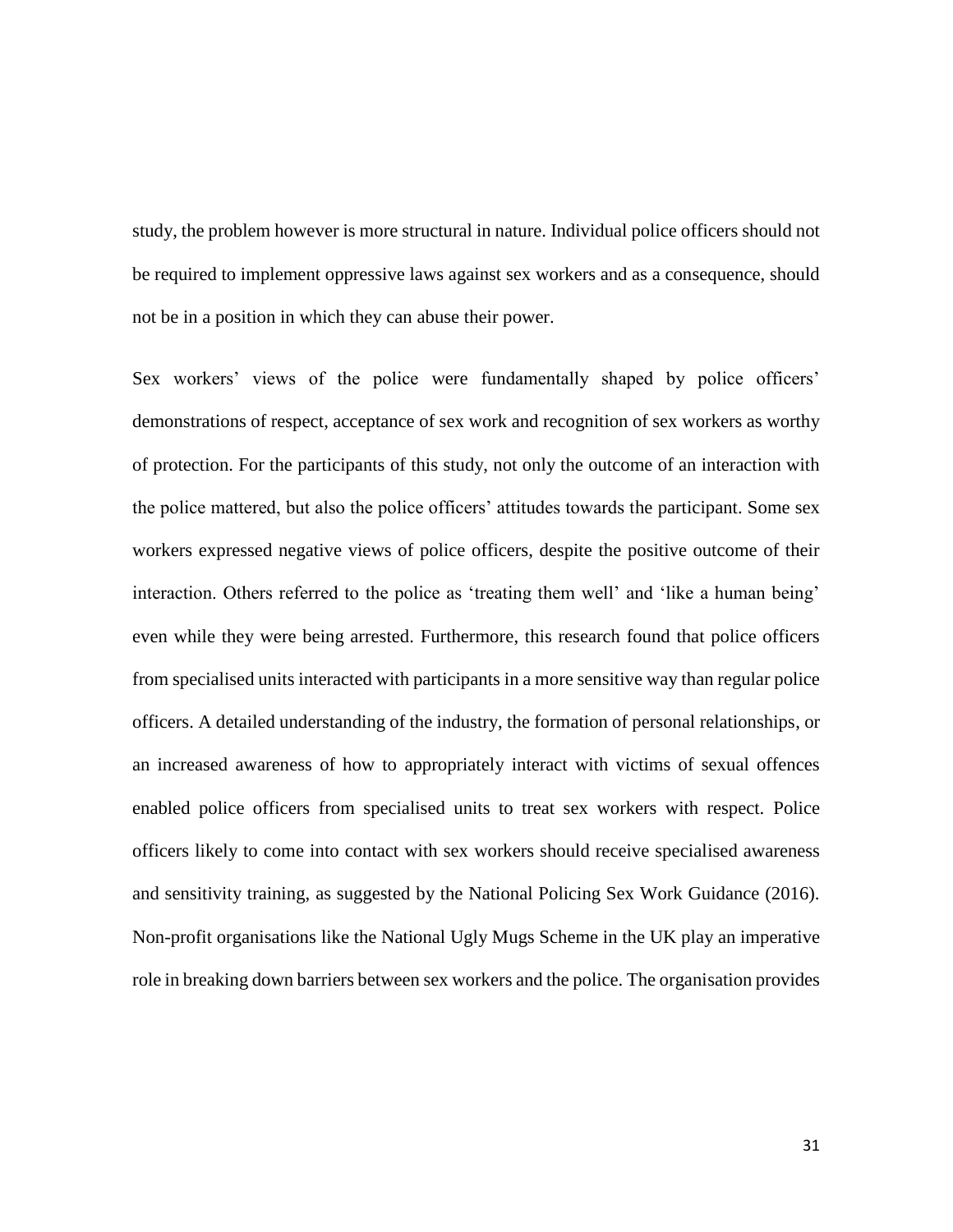study, the problem however is more structural in nature. Individual police officers should not be required to implement oppressive laws against sex workers and as a consequence, should not be in a position in which they can abuse their power.

Sex workers' views of the police were fundamentally shaped by police officers' demonstrations of respect, acceptance of sex work and recognition of sex workers as worthy of protection. For the participants of this study, not only the outcome of an interaction with the police mattered, but also the police officers' attitudes towards the participant. Some sex workers expressed negative views of police officers, despite the positive outcome of their interaction. Others referred to the police as 'treating them well' and 'like a human being' even while they were being arrested. Furthermore, this research found that police officers from specialised units interacted with participants in a more sensitive way than regular police officers. A detailed understanding of the industry, the formation of personal relationships, or an increased awareness of how to appropriately interact with victims of sexual offences enabled police officers from specialised units to treat sex workers with respect. Police officers likely to come into contact with sex workers should receive specialised awareness and sensitivity training, as suggested by the National Policing Sex Work Guidance (2016). Non-profit organisations like the National Ugly Mugs Scheme in the UK play an imperative role in breaking down barriers between sex workers and the police. The organisation provides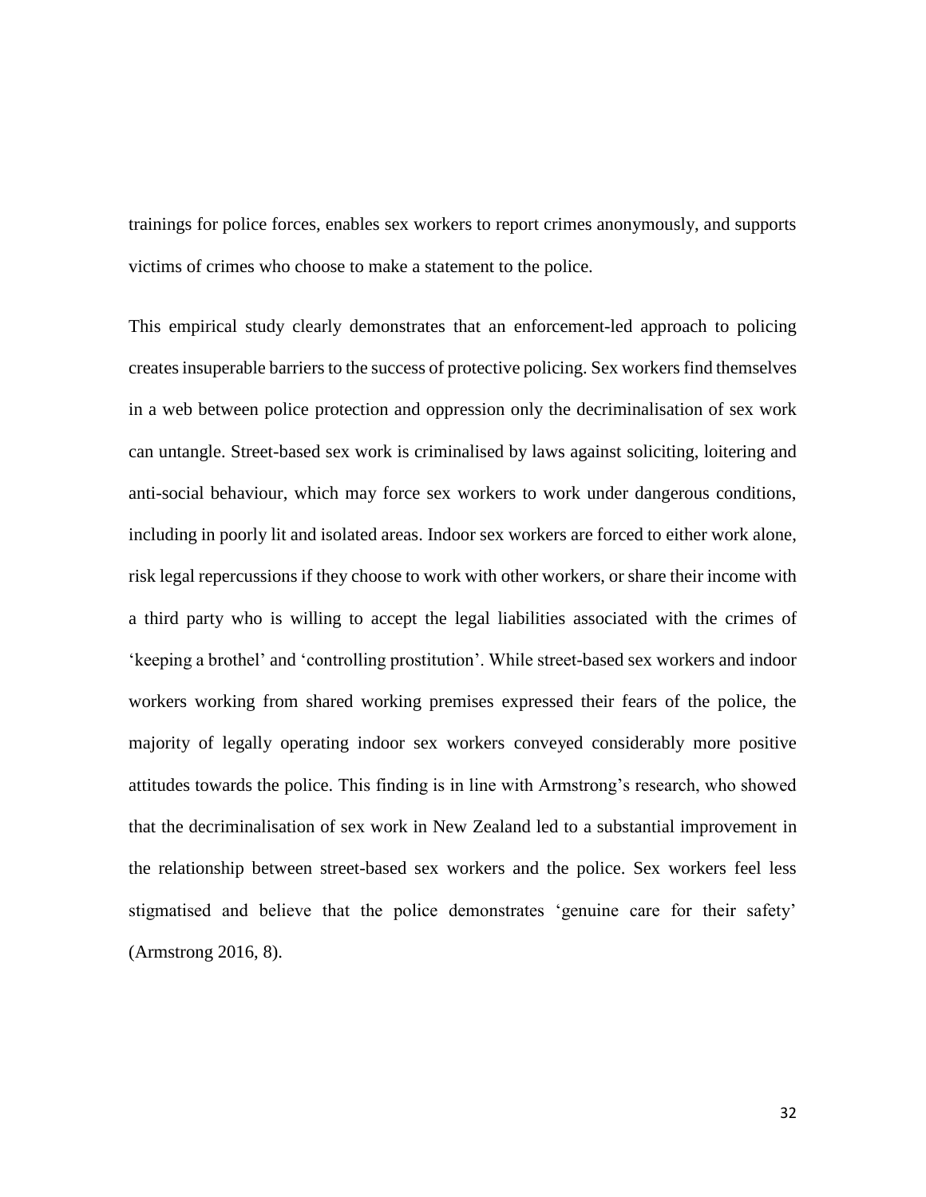trainings for police forces, enables sex workers to report crimes anonymously, and supports victims of crimes who choose to make a statement to the police.

This empirical study clearly demonstrates that an enforcement-led approach to policing creates insuperable barriers to the success of protective policing. Sex workers find themselves in a web between police protection and oppression only the decriminalisation of sex work can untangle. Street-based sex work is criminalised by laws against soliciting, loitering and anti-social behaviour, which may force sex workers to work under dangerous conditions, including in poorly lit and isolated areas. Indoor sex workers are forced to either work alone, risk legal repercussions if they choose to work with other workers, or share their income with a third party who is willing to accept the legal liabilities associated with the crimes of 'keeping a brothel' and 'controlling prostitution'. While street-based sex workers and indoor workers working from shared working premises expressed their fears of the police, the majority of legally operating indoor sex workers conveyed considerably more positive attitudes towards the police. This finding is in line with Armstrong's research, who showed that the decriminalisation of sex work in New Zealand led to a substantial improvement in the relationship between street-based sex workers and the police. Sex workers feel less stigmatised and believe that the police demonstrates 'genuine care for their safety' (Armstrong 2016, 8).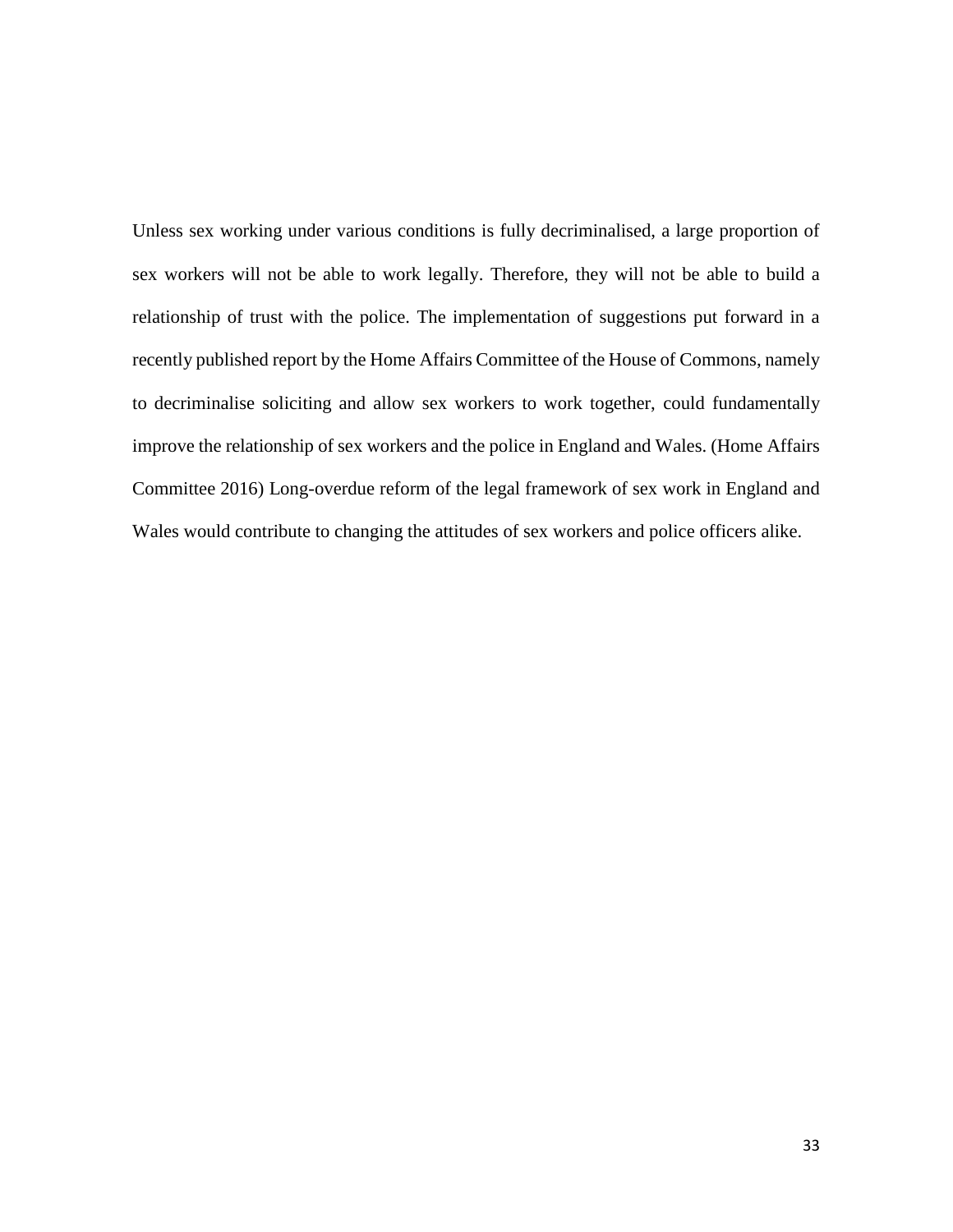Unless sex working under various conditions is fully decriminalised, a large proportion of sex workers will not be able to work legally. Therefore, they will not be able to build a relationship of trust with the police. The implementation of suggestions put forward in a recently published report by the Home Affairs Committee of the House of Commons, namely to decriminalise soliciting and allow sex workers to work together, could fundamentally improve the relationship of sex workers and the police in England and Wales. (Home Affairs Committee 2016) Long-overdue reform of the legal framework of sex work in England and Wales would contribute to changing the attitudes of sex workers and police officers alike.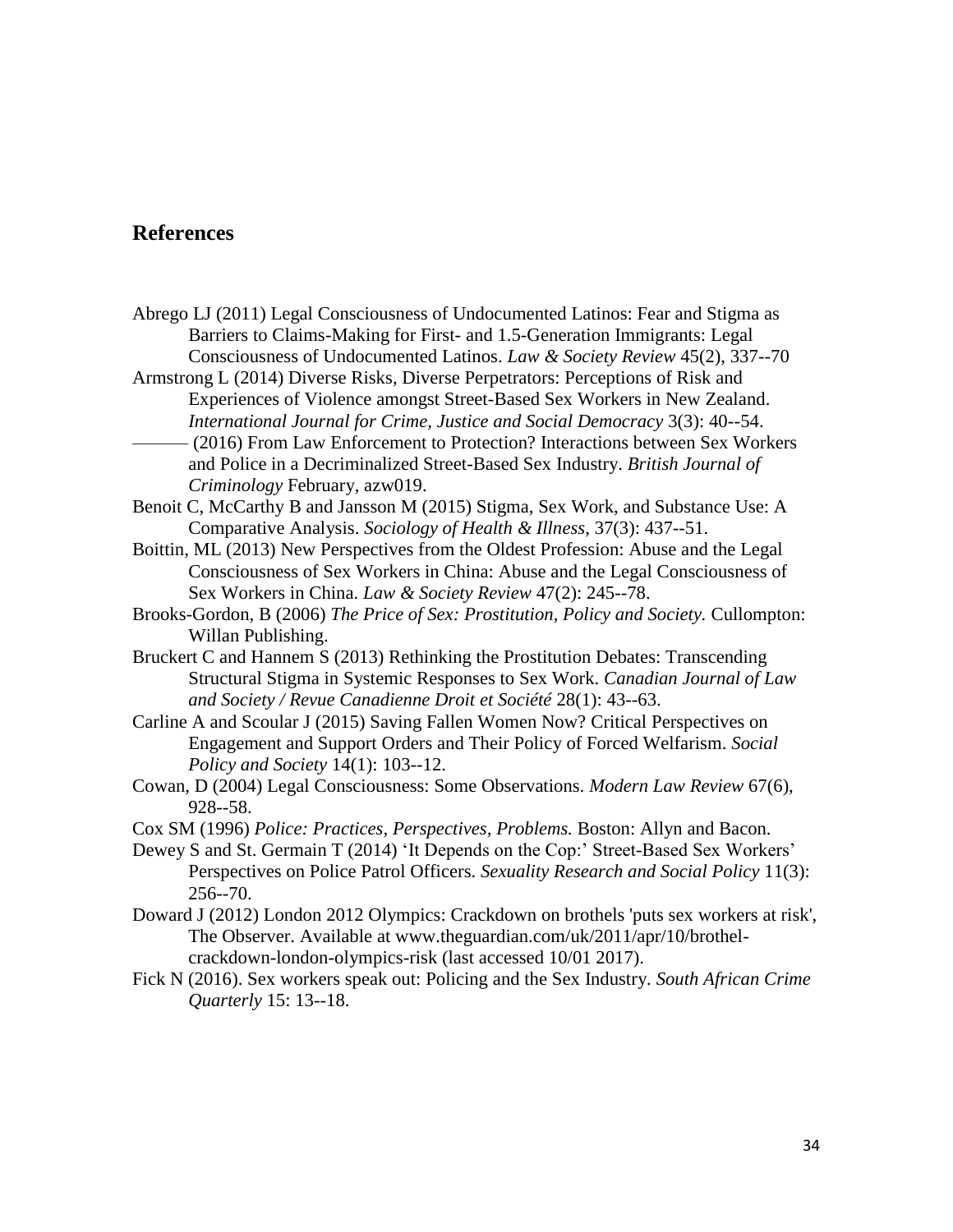## References

Abrego LJ (2011) Legal Consciousness of Undocumented Latinos: Fear and Stigma as Barriers to Claims-Making for First- and 1.5-Generation Immigrants: Legal Consciousness of Undocumented Latinos. *Law & Society Review* 45(2), 337--70

Armstrong L (2014) Diverse Risks, Diverse Perpetrators: Perceptions of Risk and Experiences of Violence amongst Street-Based Sex Workers in New Zealand. *International Journal for Crime, Justice and Social Democracy* 3(3): 40--54.

——— (2016) From Law Enforcement to Protection? Interactions between Sex Workers and Police in a Decriminalized Street-Based Sex Industry. *British Journal of Criminology* February, azw019.

Benoit C, McCarthy B and Jansson M (2015) Stigma, Sex Work, and Substance Use: A Comparative Analysis. *Sociology of Health & Illness*, 37(3): 437--51.

Boittin, ML (2013) New Perspectives from the Oldest Profession: Abuse and the Legal Consciousness of Sex Workers in China: Abuse and the Legal Consciousness of Sex Workers in China. *Law & Society Review* 47(2): 245--78.

Brooks-Gordon, B (2006) *The Price of Sex: Prostitution, Policy and Society.* Cullompton: Willan Publishing.

Bruckert C and Hannem S (2013) Rethinking the Prostitution Debates: Transcending Structural Stigma in Systemic Responses to Sex Work. *Canadian Journal of Law and Society / Revue Canadienne Droit et Société* 28(1): 43--63.

Carline A and Scoular J (2015) Saving Fallen Women Now? Critical Perspectives on Engagement and Support Orders and Their Policy of Forced Welfarism. *Social Policy and Society* 14(1): 103--12.

Cowan, D (2004) Legal Consciousness: Some Observations. *Modern Law Review* 67(6), 928--58.

Cox SM (1996) *Police: Practices, Perspectives, Problems.* Boston: Allyn and Bacon.

Dewey S and St. Germain T (2014) 'It Depends on the Cop:' Street-Based Sex Workers' Perspectives on Police Patrol Officers. *Sexuality Research and Social Policy* 11(3): 256--70.

Doward J (2012) London 2012 Olympics: Crackdown on brothels 'puts sex workers at risk', The Observer. Available at www.theguardian.com/uk/2011/apr/10/brothel-crackdown-london-olympics-risk (last accessed 10/01 2017).

Fick N (2016). Sex workers speak out: Policing and the Sex Industry. *South African Crime Quarterly* 15: 13--18.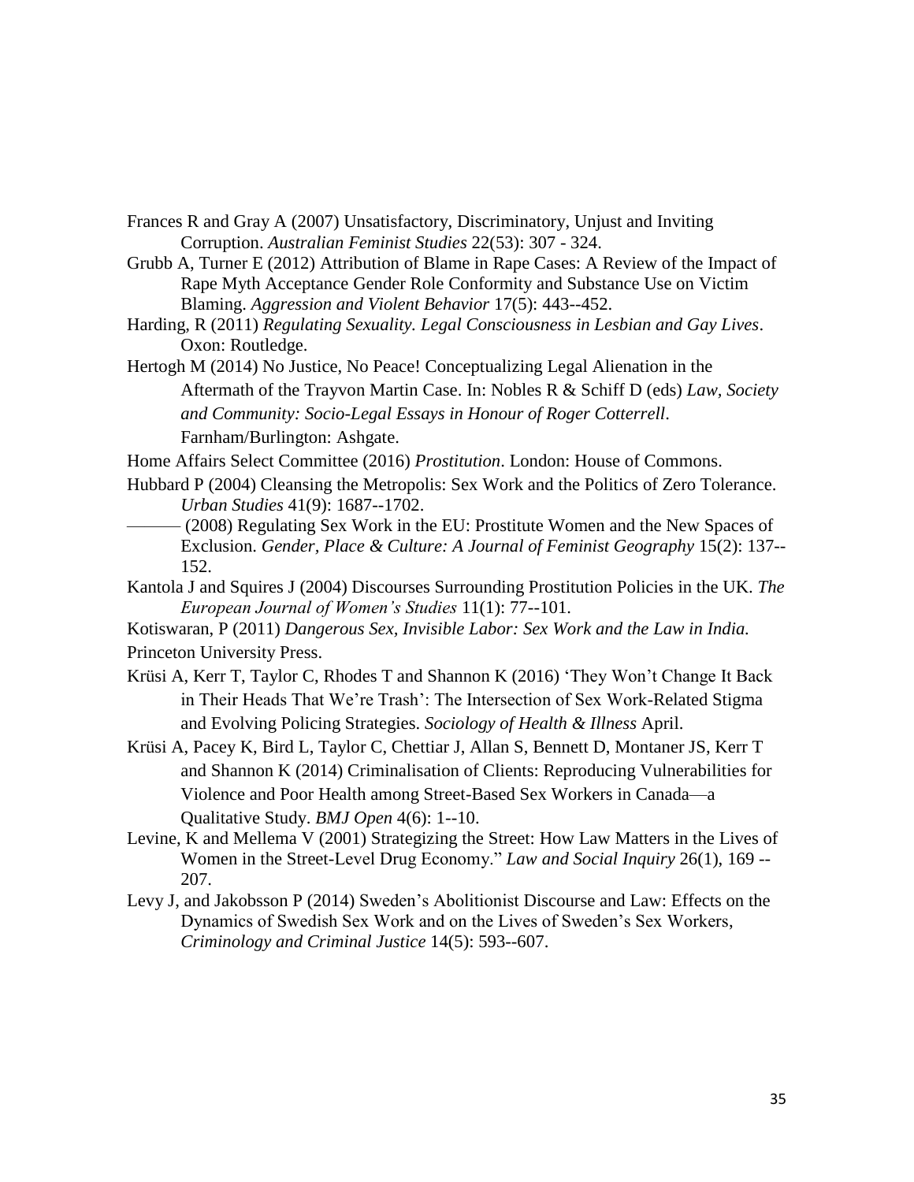Frances R and Gray A (2007) Unsatisfactory, Discriminatory, Unjust and Inviting Corruption. *Australian Feminist Studies* 22(53): 307 - 324.

Grubb A, Turner E (2012) Attribution of Blame in Rape Cases: A Review of the Impact of Rape Myth Acceptance Gender Role Conformity and Substance Use on Victim Blaming. *Aggression and Violent Behavior* 17(5): 443--452.

Harding, R (2011) *Regulating Sexuality. Legal Consciousness in Lesbian and Gay Lives*. Oxon: Routledge.

Hertogh M (2014) No Justice, No Peace! Conceptualizing Legal Alienation in the Aftermath of the Trayvon Martin Case. In: Nobles R & Schiff D (eds) *Law, Society and Community: Socio-Legal Essays in Honour of Roger Cotterrell*. Farnham/Burlington: Ashgate.

Home Affairs Select Committee (2016) *Prostitution*. London: House of Commons.

Hubbard P (2004) Cleansing the Metropolis: Sex Work and the Politics of Zero Tolerance. *Urban Studies* 41(9): 1687--1702.

——— (2008) Regulating Sex Work in the EU: Prostitute Women and the New Spaces of Exclusion. *Gender, Place & Culture: A Journal of Feminist Geography* 15(2): 137--152.

Kantola J and Squires J (2004) Discourses Surrounding Prostitution Policies in the UK. *The European Journal of Women's Studies* 11(1): 77--101.

Kotiswaran, P (2011) *Dangerous Sex, Invisible Labor: Sex Work and the Law in India.* Princeton University Press.

Krüsi A, Kerr T, Taylor C, Rhodes T and Shannon K (2016) 'They Won't Change It Back in Their Heads That We're Trash': The Intersection of Sex Work-Related Stigma and Evolving Policing Strategies. *Sociology of Health & Illness* April.

Krüsi A, Pacey K, Bird L, Taylor C, Chettiar J, Allan S, Bennett D, Montaner JS, Kerr T and Shannon K (2014) Criminalisation of Clients: Reproducing Vulnerabilities for Violence and Poor Health among Street-Based Sex Workers in Canada—a Qualitative Study. *BMJ Open* 4(6): 1--10.

Levine, K and Mellema V (2001) Strategizing the Street: How Law Matters in the Lives of Women in the Street-Level Drug Economy." *Law and Social Inquiry* 26(1), 169 -- 207.

Levy J, and Jakobsson P (2014) Sweden's Abolitionist Discourse and Law: Effects on the Dynamics of Swedish Sex Work and on the Lives of Sweden's Sex Workers, *Criminology and Criminal Justice* 14(5): 593--607.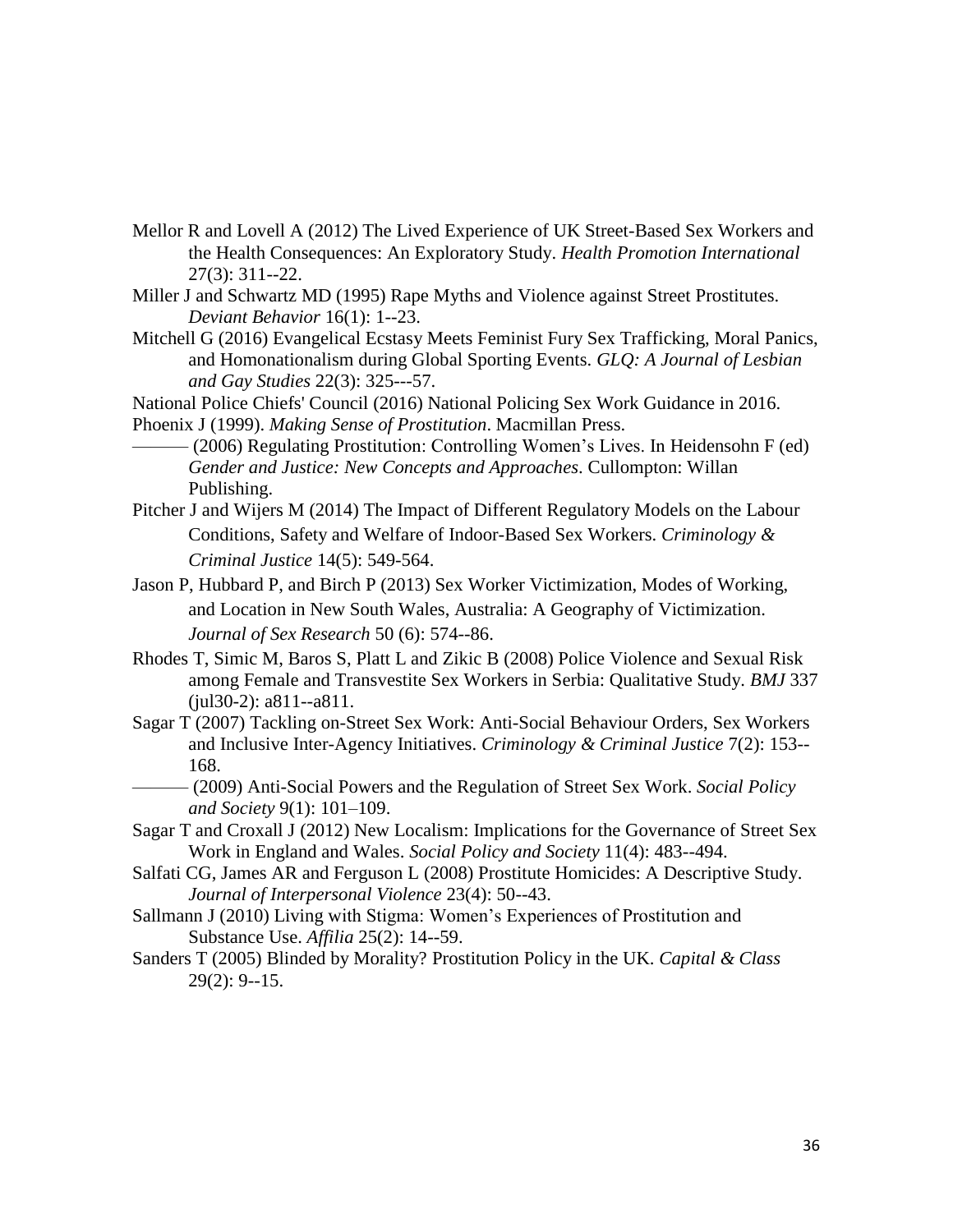Mellor R and Lovell A (2012) The Lived Experience of UK Street-Based Sex Workers and the Health Consequences: An Exploratory Study. *Health Promotion International* 27(3): 311--22.

Miller J and Schwartz MD (1995) Rape Myths and Violence against Street Prostitutes. *Deviant Behavior* 16(1): 1--23.

Mitchell G (2016) Evangelical Ecstasy Meets Feminist Fury Sex Trafficking, Moral Panics, and Homonationalism during Global Sporting Events. *GLQ: A Journal of Lesbian and Gay Studies* 22(3): 325---57.

National Police Chiefs' Council (2016) National Policing Sex Work Guidance in 2016.

Phoenix J (1999). *Making Sense of Prostitution*. Macmillan Press.

——— (2006) Regulating Prostitution: Controlling Women's Lives. In Heidensohn F (ed) *Gender and Justice: New Concepts and Approaches*. Cullompton: Willan Publishing.

Pitcher J and Wijers M (2014) The Impact of Different Regulatory Models on the Labour Conditions, Safety and Welfare of Indoor-Based Sex Workers. *Criminology & Criminal Justice* 14(5): 549-564.

Jason P, Hubbard P, and Birch P (2013) Sex Worker Victimization, Modes of Working, and Location in New South Wales, Australia: A Geography of Victimization. *Journal of Sex Research* 50 (6): 574--86.

Rhodes T, Simic M, Baros S, Platt L and Zikic B (2008) Police Violence and Sexual Risk among Female and Transvestite Sex Workers in Serbia: Qualitative Study. *BMJ* 337 (jul30-2): a811--a811.

Sagar T (2007) Tackling on-Street Sex Work: Anti-Social Behaviour Orders, Sex Workers and Inclusive Inter-Agency Initiatives. *Criminology & Criminal Justice* 7(2): 153--168.

——— (2009) Anti-Social Powers and the Regulation of Street Sex Work. *Social Policy and Society* 9(1): 101–109.

Sagar T and Croxall J (2012) New Localism: Implications for the Governance of Street Sex Work in England and Wales. *Social Policy and Society* 11(4): 483--494.

Salfati CG, James AR and Ferguson L (2008) Prostitute Homicides: A Descriptive Study. *Journal of Interpersonal Violence* 23(4): 50--43.

Sallmann J (2010) Living with Stigma: Women's Experiences of Prostitution and Substance Use. *Affilia* 25(2): 14--59.

Sanders T (2005) Blinded by Morality? Prostitution Policy in the UK. *Capital & Class* 29(2): 9--15.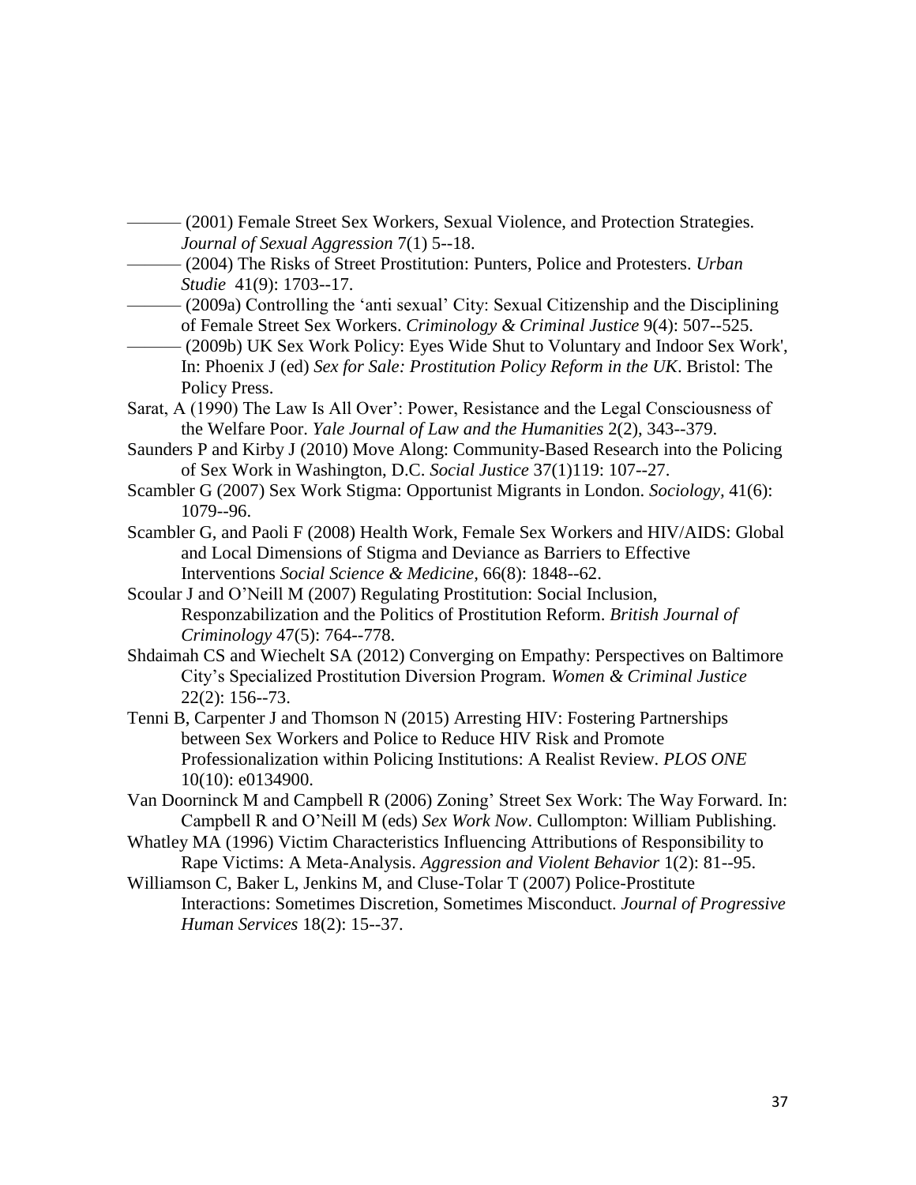——— (2001) Female Street Sex Workers, Sexual Violence, and Protection Strategies. *Journal of Sexual Aggression* 7(1) 5--18.

——— (2004) The Risks of Street Prostitution: Punters, Police and Protesters. *Urban Studie* 41(9): 1703--17.

——— (2009a) Controlling the 'anti sexual' City: Sexual Citizenship and the Disciplining of Female Street Sex Workers. *Criminology & Criminal Justice* 9(4): 507--525.

——— (2009b) UK Sex Work Policy: Eyes Wide Shut to Voluntary and Indoor Sex Work', In: Phoenix J (ed) *Sex for Sale: Prostitution Policy Reform in the UK*. Bristol: The Policy Press.

Sarat, A (1990) The Law Is All Over': Power, Resistance and the Legal Consciousness of the Welfare Poor. *Yale Journal of Law and the Humanities* 2(2), 343--379.

Saunders P and Kirby J (2010) Move Along: Community-Based Research into the Policing of Sex Work in Washington, D.C. *Social Justice* 37(1)119: 107--27.

Scambler G (2007) Sex Work Stigma: Opportunist Migrants in London. *Sociology*, 41(6): 1079--96.

Scambler G, and Paoli F (2008) Health Work, Female Sex Workers and HIV/AIDS: Global and Local Dimensions of Stigma and Deviance as Barriers to Effective Interventions *Social Science & Medicine*, 66(8): 1848--62.

Scoular J and O'Neill M (2007) Regulating Prostitution: Social Inclusion, Responzabilization and the Politics of Prostitution Reform. *British Journal of Criminology* 47(5): 764--778.

Shdaimah CS and Wiechelt SA (2012) Converging on Empathy: Perspectives on Baltimore City's Specialized Prostitution Diversion Program. *Women & Criminal Justice* 22(2): 156--73.

Tenni B, Carpenter J and Thomson N (2015) Arresting HIV: Fostering Partnerships between Sex Workers and Police to Reduce HIV Risk and Promote Professionalization within Policing Institutions: A Realist Review. *PLOS ONE* 10(10): e0134900.

Van Doorninck M and Campbell R (2006) Zoning' Street Sex Work: The Way Forward. In: Campbell R and O'Neill M (eds) *Sex Work Now*. Cullompton: William Publishing.

Whatley MA (1996) Victim Characteristics Influencing Attributions of Responsibility to Rape Victims: A Meta-Analysis. *Aggression and Violent Behavior* 1(2): 81--95.

Williamson C, Baker L, Jenkins M, and Cluse-Tolar T (2007) Police-Prostitute Interactions: Sometimes Discretion, Sometimes Misconduct. *Journal of Progressive Human Services* 18(2): 15--37.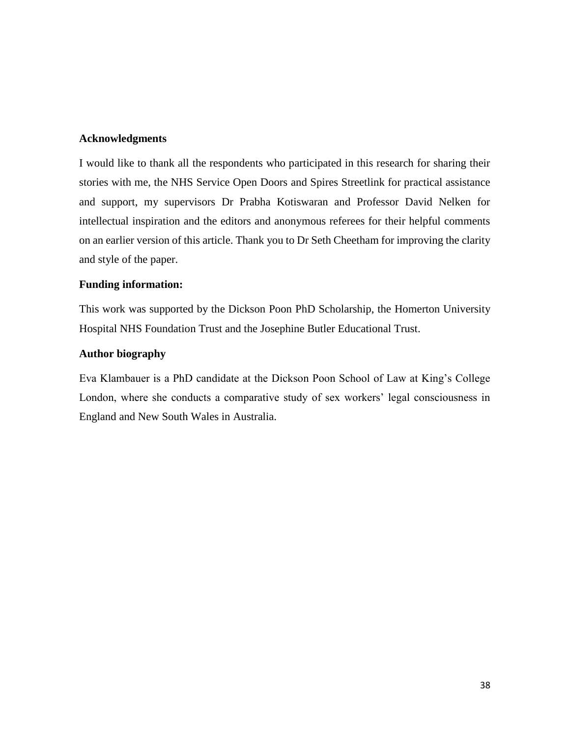## Acknowledgments

I would like to thank all the respondents who participated in this research for sharing their stories with me, the NHS Service Open Doors and Spires Streetlink for practical assistance and support, my supervisors Dr Prabha Kotiswaran and Professor David Nelken for intellectual inspiration and the editors and anonymous referees for their helpful comments on an earlier version of this article. Thank you to Dr Seth Cheetham for improving the clarity and style of the paper.

## Funding information:

This work was supported by the Dickson Poon PhD Scholarship, the Homerton University Hospital NHS Foundation Trust and the Josephine Butler Educational Trust.

## Author biography

Eva Klambauer is a PhD candidate at the Dickson Poon School of Law at King's College London, where she conducts a comparative study of sex workers' legal consciousness in England and New South Wales in Australia.